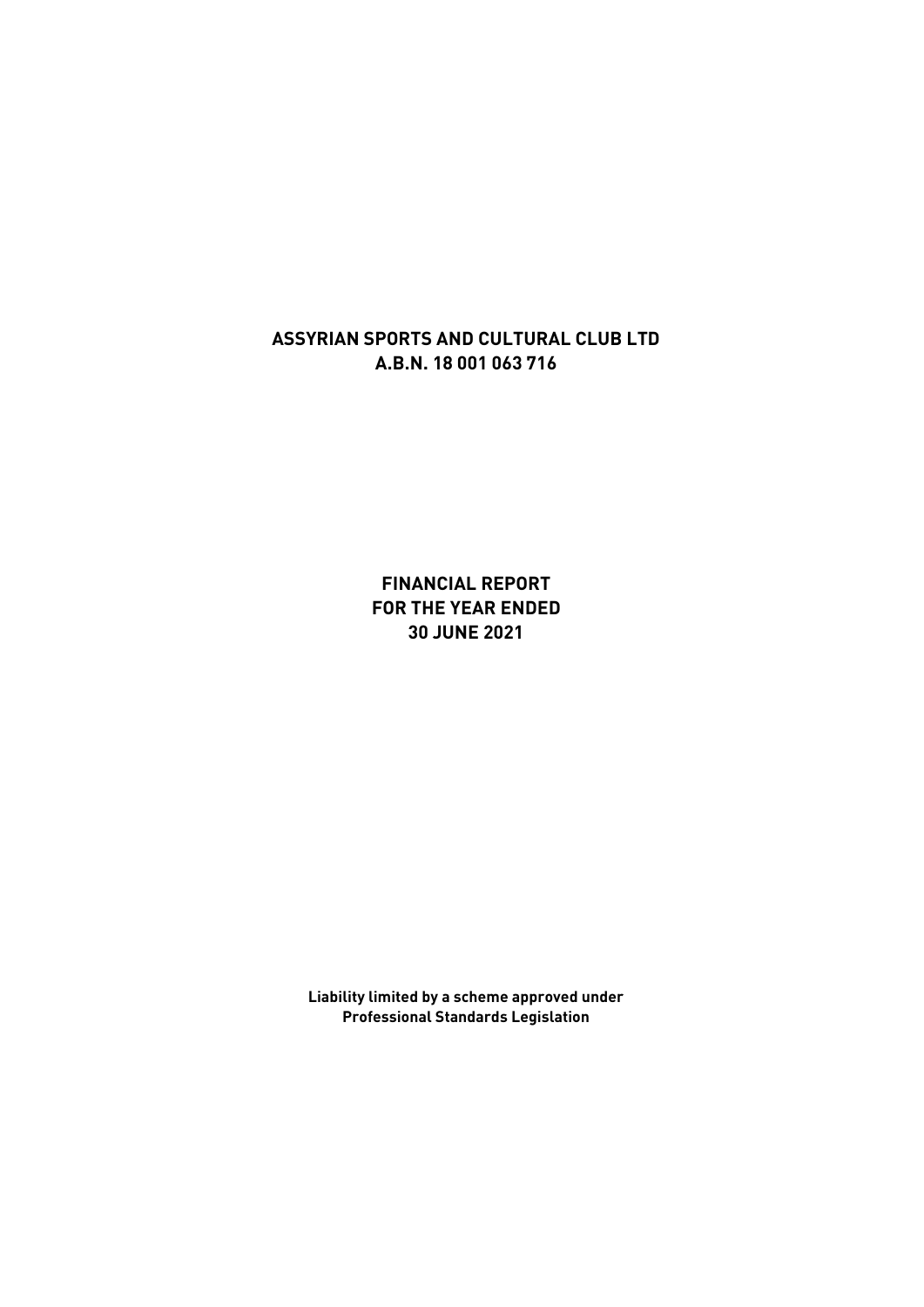# ASSYRIAN SPORTS AND CULTURAL CLUB LTD
# A.B.N. 18 001 063 716

## FINANCIAL REPORT
## FOR THE YEAR ENDED
## 30 JUNE 2021

**Liability limited by a scheme approved under Professional Standards Legislation**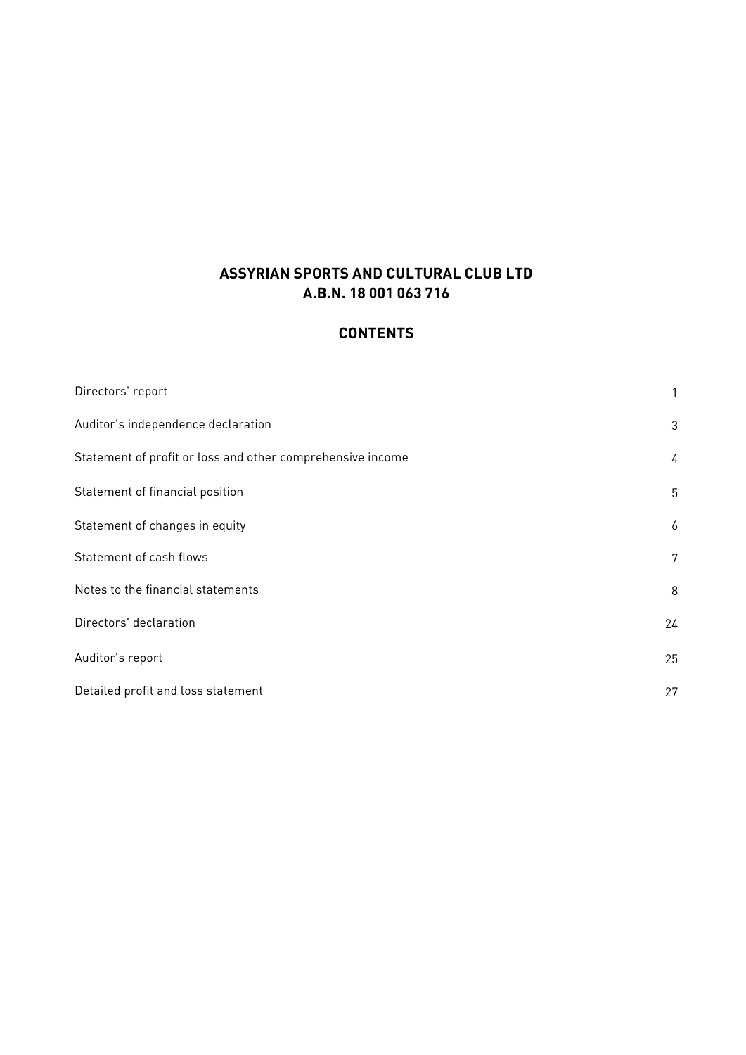# ASSYRIAN SPORTS AND CULTURAL CLUB LTD
## A.B.N. 18 001 063 716

## CONTENTS

| | |
|---|---|
| Directors' report | 1 |
| Auditor's independence declaration | 3 |
| Statement of profit or loss and other comprehensive income | 4 |
| Statement of financial position | 5 |
| Statement of changes in equity | 6 |
| Statement of cash flows | 7 |
| Notes to the financial statements | 8 |
| Directors' declaration | 24 |
| Auditor's report | 25 |
| Detailed profit and loss statement | 27 |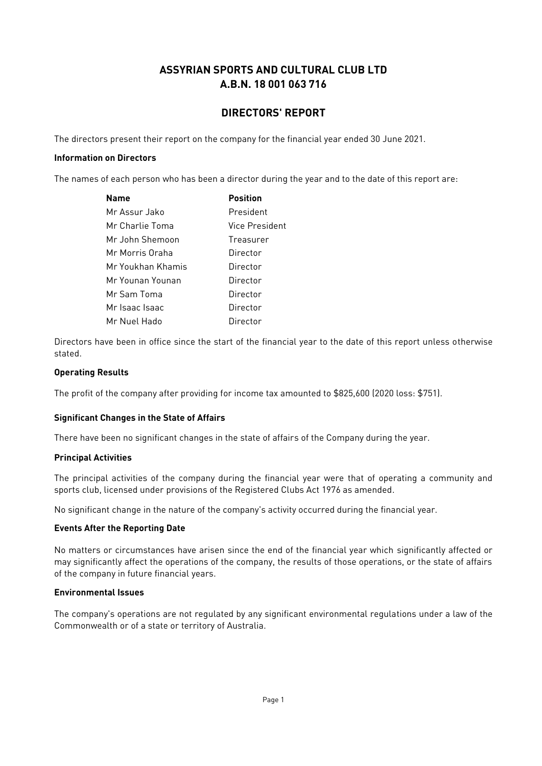# ASSYRIAN SPORTS AND CULTURAL CLUB LTD
# A.B.N. 18 001 063 716

## DIRECTORS' REPORT

The directors present their report on the company for the financial year ended 30 June 2021.

**Information on Directors**

The names of each person who has been a director during the year and to the date of this report are:

| Name | Position |
|---|---|
| Mr Assur Jako | President |
| Mr Charlie Toma | Vice President |
| Mr John Shemoon | Treasurer |
| Mr Morris Oraha | Director |
| Mr Youkhan Khamis | Director |
| Mr Younan Younan | Director |
| Mr Sam Toma | Director |
| Mr Isaac Isaac | Director |
| Mr Nuel Hado | Director |

Directors have been in office since the start of the financial year to the date of this report unless otherwise stated.

**Operating Results**

The profit of the company after providing for income tax amounted to $825,600 (2020 loss: $751).

**Significant Changes in the State of Affairs**

There have been no significant changes in the state of affairs of the Company during the year.

**Principal Activities**

The principal activities of the company during the financial year were that of operating a community and sports club, licensed under provisions of the Registered Clubs Act 1976 as amended.

No significant change in the nature of the company's activity occurred during the financial year.

**Events After the Reporting Date**

No matters or circumstances have arisen since the end of the financial year which significantly affected or may significantly affect the operations of the company, the results of those operations, or the state of affairs of the company in future financial years.

**Environmental Issues**

The company's operations are not regulated by any significant environmental regulations under a law of the Commonwealth or of a state or territory of Australia.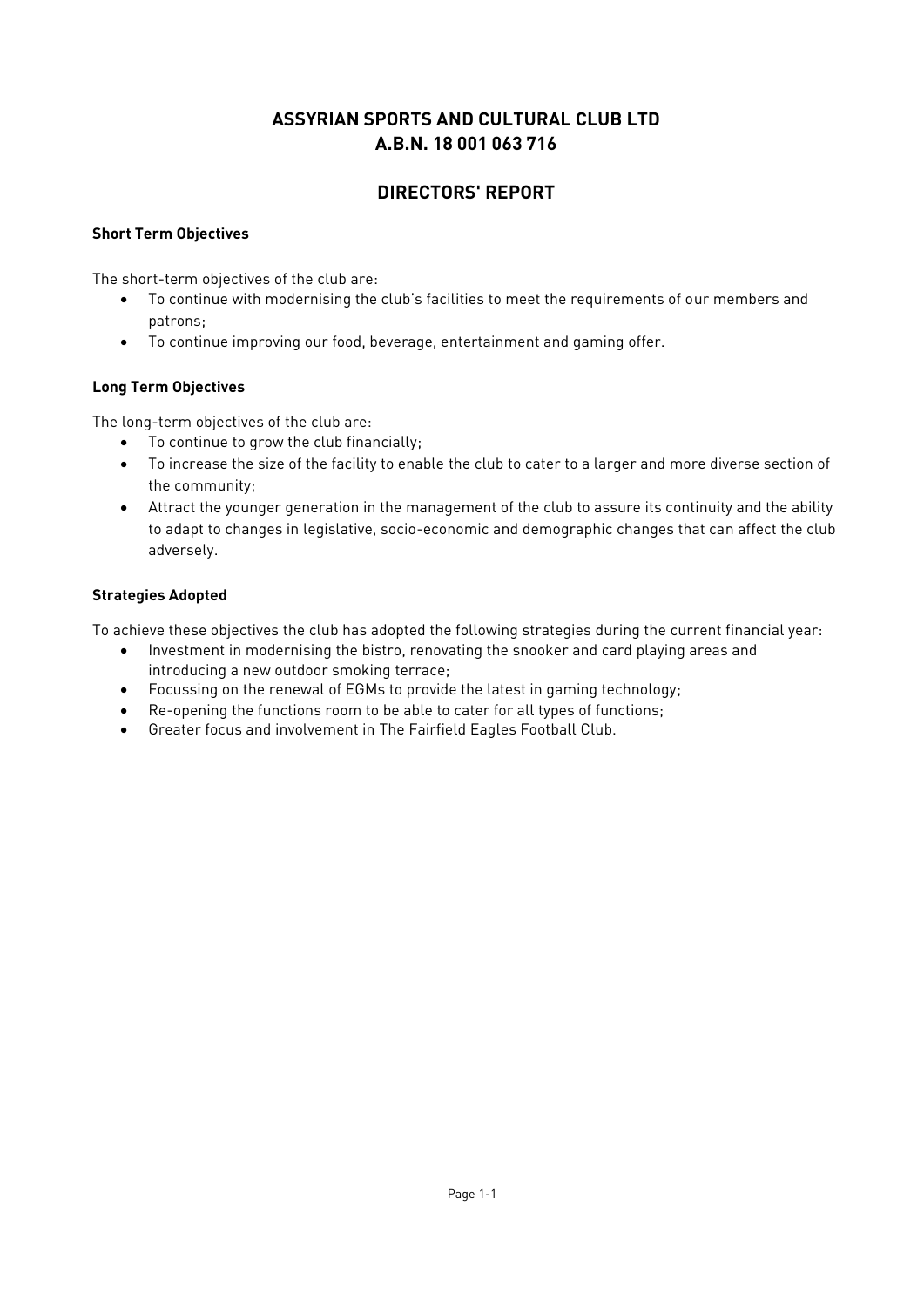# ASSYRIAN SPORTS AND CULTURAL CLUB LTD
# A.B.N. 18 001 063 716

## DIRECTORS' REPORT

**Short Term Objectives**

The short-term objectives of the club are:

- To continue with modernising the club's facilities to meet the requirements of our members and patrons;
- To continue improving our food, beverage, entertainment and gaming offer.

**Long Term Objectives**

The long-term objectives of the club are:

- To continue to grow the club financially;
- To increase the size of the facility to enable the club to cater to a larger and more diverse section of the community;
- Attract the younger generation in the management of the club to assure its continuity and the ability to adapt to changes in legislative, socio-economic and demographic changes that can affect the club adversely.

**Strategies Adopted**

To achieve these objectives the club has adopted the following strategies during the current financial year:

- Investment in modernising the bistro, renovating the snooker and card playing areas and introducing a new outdoor smoking terrace;
- Focussing on the renewal of EGMs to provide the latest in gaming technology;
- Re-opening the functions room to be able to cater for all types of functions;
- Greater focus and involvement in The Fairfield Eagles Football Club.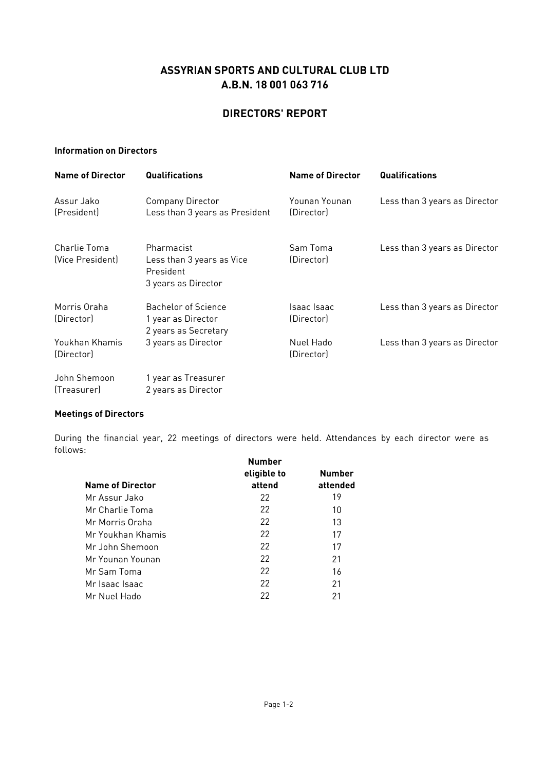# ASSYRIAN SPORTS AND CULTURAL CLUB LTD
# A.B.N. 18 001 063 716

## DIRECTORS' REPORT

**Information on Directors**

| Name of Director | Qualifications |
|---|---|
| Assur Jako (President) | Company Director<br>Less than 3 years as President |
| Charlie Toma (Vice President) | Pharmacist<br>Less than 3 years as Vice President<br>3 years as Director |
| Morris Oraha (Director) | Bachelor of Science<br>1 year as Director<br>2 years as Secretary |
| Youkhan Khamis (Director) | 3 years as Director |
| John Shemoon (Treasurer) | 1 year as Treasurer<br>2 years as Director |
| Younan Younan (Director) | Less than 3 years as Director |
| Sam Toma (Director) | Less than 3 years as Director |
| Isaac Isaac (Director) | Less than 3 years as Director |
| Nuel Hado (Director) | Less than 3 years as Director |

**Meetings of Directors**

During the financial year, 22 meetings of directors were held. Attendances by each director were as follows:

| Name of Director | Number eligible to attend | Number attended |
|---|---|---|
| Mr Assur Jako | 22 | 19 |
| Mr Charlie Toma | 22 | 10 |
| Mr Morris Oraha | 22 | 13 |
| Mr Youkhan Khamis | 22 | 17 |
| Mr John Shemoon | 22 | 17 |
| Mr Younan Younan | 22 | 21 |
| Mr Sam Toma | 22 | 16 |
| Mr Isaac Isaac | 22 | 21 |
| Mr Nuel Hado | 22 | 21 |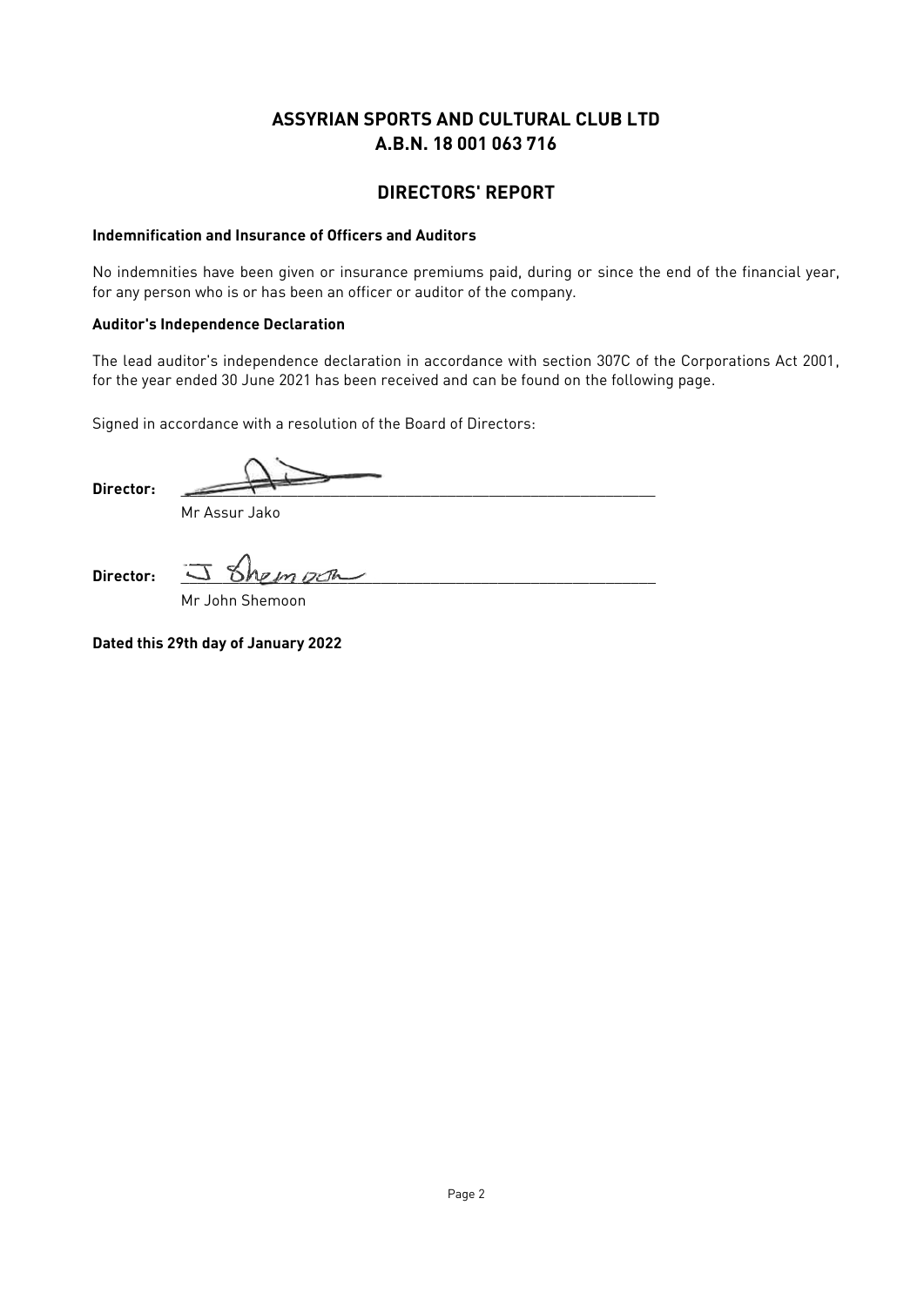# ASSYRIAN SPORTS AND CULTURAL CLUB LTD
# A.B.N. 18 001 063 716

## DIRECTORS' REPORT

**Indemnification and Insurance of Officers and Auditors**

No indemnities have been given or insurance premiums paid, during or since the end of the financial year, for any person who is or has been an officer or auditor of the company.

**Auditor's Independence Declaration**

The lead auditor's independence declaration in accordance with section 307C of the Corporations Act 2001, for the year ended 30 June 2021 has been received and can be found on the following page.

Signed in accordance with a resolution of the Board of Directors:

**Director:** ______________________________

Mr Assur Jako

**Director:** ______________________________

Mr John Shemoon

**Dated this 29th day of January 2022**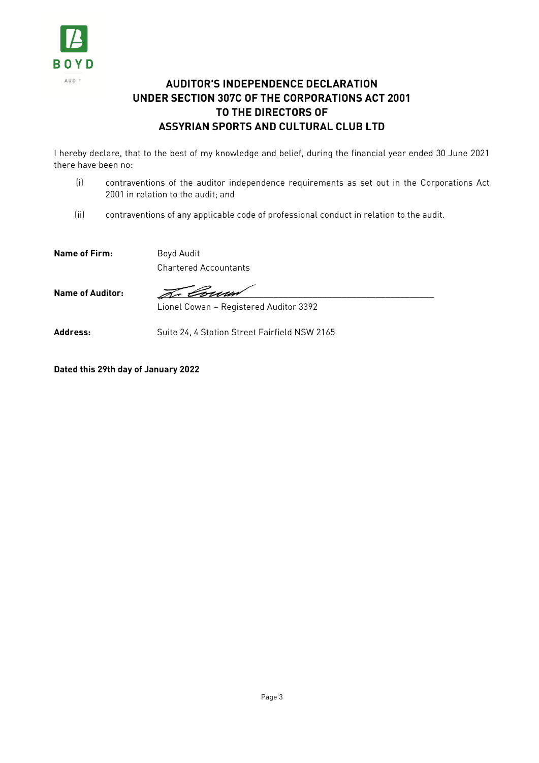BOYD

AUDIT

# AUDITOR'S INDEPENDENCE DECLARATION UNDER SECTION 307C OF THE CORPORATIONS ACT 2001 TO THE DIRECTORS OF ASSYRIAN SPORTS AND CULTURAL CLUB LTD

I hereby declare, that to the best of my knowledge and belief, during the financial year ended 30 June 2021 there have been no:

(i) contraventions of the auditor independence requirements as set out in the Corporations Act 2001 in relation to the audit; and

(ii) contraventions of any applicable code of professional conduct in relation to the audit.

**Name of Firm:** Boyd Audit
Chartered Accountants

**Name of Auditor:** Lionel Cowan – Registered Auditor 3392

**Address:** Suite 24, 4 Station Street Fairfield NSW 2165

**Dated this 29th day of January 2022**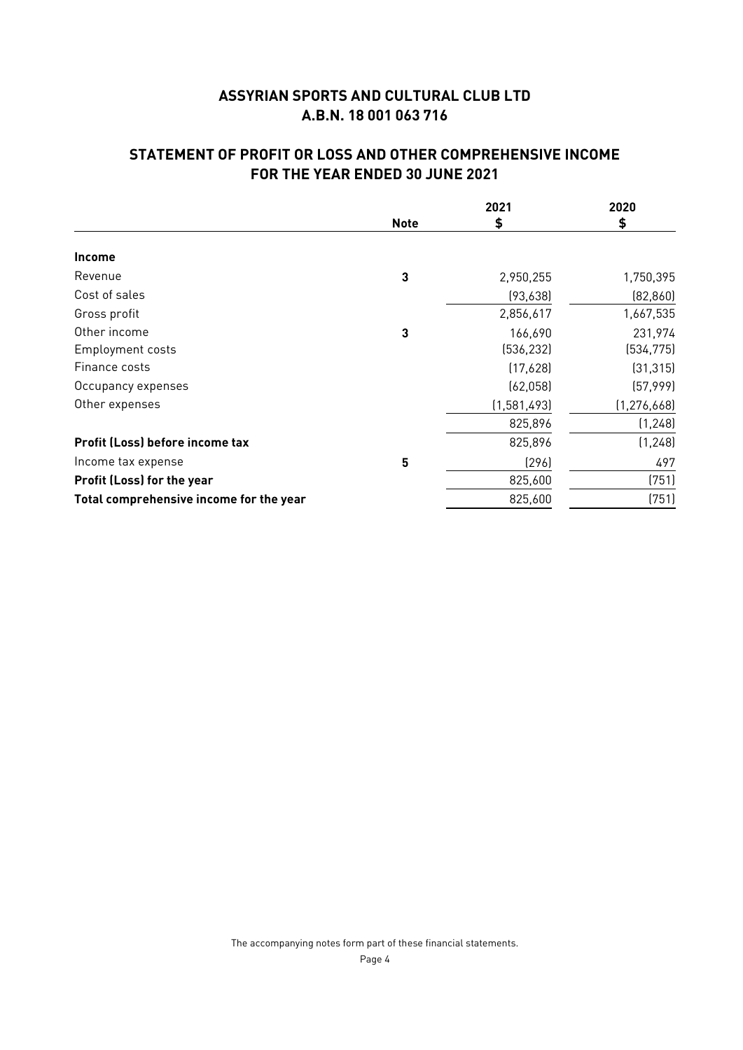# ASSYRIAN SPORTS AND CULTURAL CLUB LTD
## A.B.N. 18 001 063 716

## STATEMENT OF PROFIT OR LOSS AND OTHER COMPREHENSIVE INCOME FOR THE YEAR ENDED 30 JUNE 2021

| | Note | 2021 $ | 2020 $ |
|---|---|---|---|
| **Income** | | | |
| Revenue | 3 | 2,950,255 | 1,750,395 |
| Cost of sales | | (93,638) | (82,860) |
| Gross profit | | 2,856,617 | 1,667,535 |
| Other income | 3 | 166,690 | 231,974 |
| Employment costs | | (536,232) | (534,775) |
| Finance costs | | (17,628) | (31,315) |
| Occupancy expenses | | (62,058) | (57,999) |
| Other expenses | | (1,581,493) | (1,276,668) |
| | | 825,896 | (1,248) |
| **Profit (Loss) before income tax** | | 825,896 | (1,248) |
| Income tax expense | 5 | (296) | 497 |
| **Profit (Loss) for the year** | | 825,600 | (751) |
| **Total comprehensive income for the year** | | 825,600 | (751) |

The accompanying notes form part of these financial statements.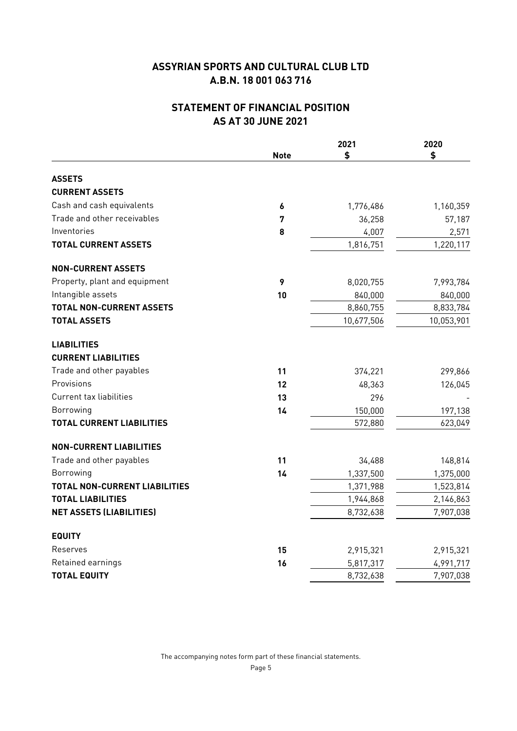# ASSYRIAN SPORTS AND CULTURAL CLUB LTD
## A.B.N. 18 001 063 716

## STATEMENT OF FINANCIAL POSITION
## AS AT 30 JUNE 2021

| | Note | 2021<br>$ | 2020<br>$ |
|---|---|---|---|
| **ASSETS** | | | |
| **CURRENT ASSETS** | | | |
| Cash and cash equivalents | 6 | 1,776,486 | 1,160,359 |
| Trade and other receivables | 7 | 36,258 | 57,187 |
| Inventories | 8 | 4,007 | 2,571 |
| **TOTAL CURRENT ASSETS** | | 1,816,751 | 1,220,117 |
| **NON-CURRENT ASSETS** | | | |
| Property, plant and equipment | 9 | 8,020,755 | 7,993,784 |
| Intangible assets | 10 | 840,000 | 840,000 |
| **TOTAL NON-CURRENT ASSETS** | | 8,860,755 | 8,833,784 |
| **TOTAL ASSETS** | | 10,677,506 | 10,053,901 |
| **LIABILITIES** | | | |
| **CURRENT LIABILITIES** | | | |
| Trade and other payables | 11 | 374,221 | 299,866 |
| Provisions | 12 | 48,363 | 126,045 |
| Current tax liabilities | 13 | 296 | - |
| Borrowing | 14 | 150,000 | 197,138 |
| **TOTAL CURRENT LIABILITIES** | | 572,880 | 623,049 |
| **NON-CURRENT LIABILITIES** | | | |
| Trade and other payables | 11 | 34,488 | 148,814 |
| Borrowing | 14 | 1,337,500 | 1,375,000 |
| **TOTAL NON-CURRENT LIABILITIES** | | 1,371,988 | 1,523,814 |
| **TOTAL LIABILITIES** | | 1,944,868 | 2,146,863 |
| **NET ASSETS (LIABILITIES)** | | 8,732,638 | 7,907,038 |
| **EQUITY** | | | |
| Reserves | 15 | 2,915,321 | 2,915,321 |
| Retained earnings | 16 | 5,817,317 | 4,991,717 |
| **TOTAL EQUITY** | | 8,732,638 | 7,907,038 |

The accompanying notes form part of these financial statements.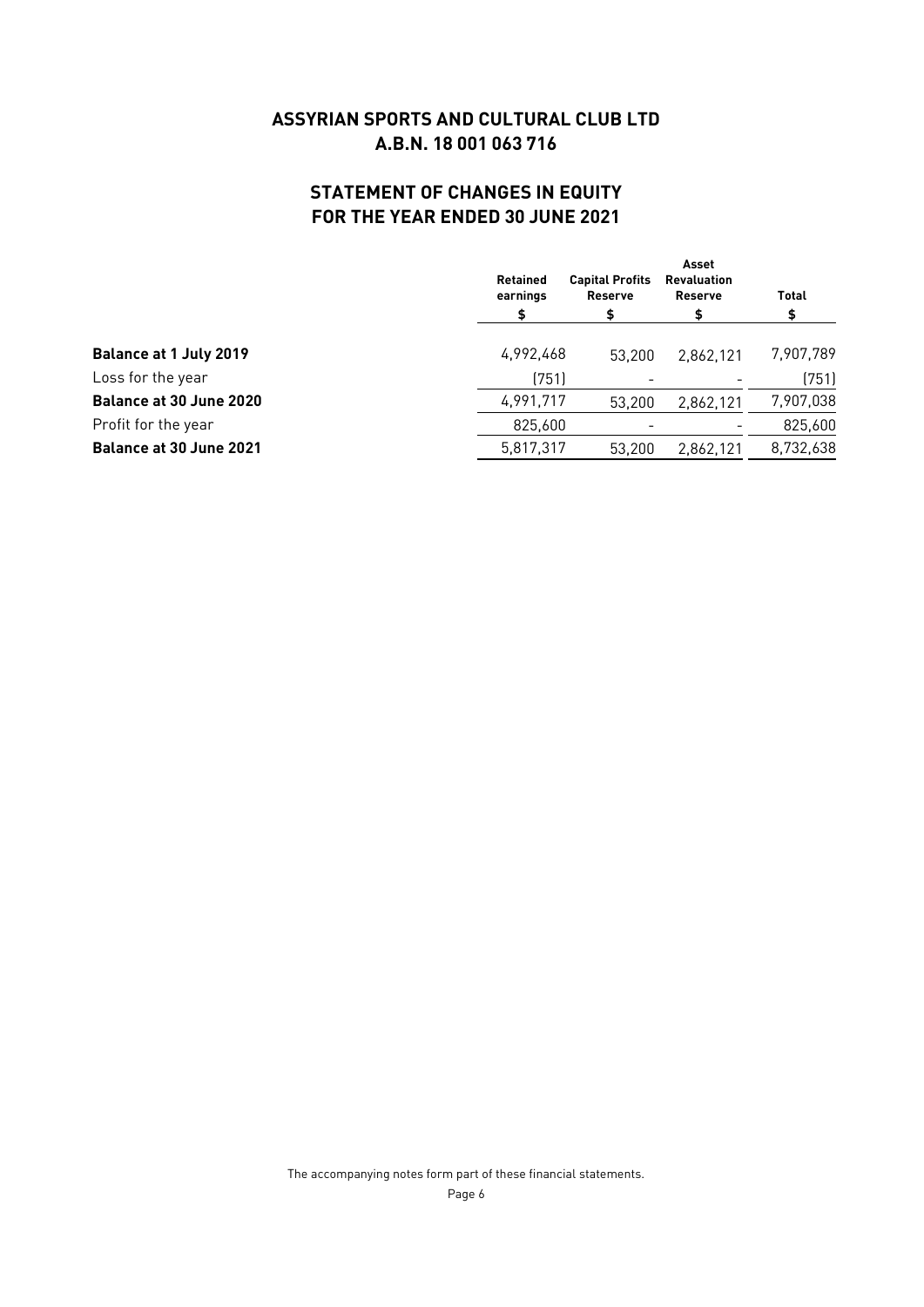# ASSYRIAN SPORTS AND CULTURAL CLUB LTD
# A.B.N. 18 001 063 716

## STATEMENT OF CHANGES IN EQUITY
## FOR THE YEAR ENDED 30 JUNE 2021

| | Retained earnings | Capital Profits Reserve | Asset Revaluation Reserve | Total |
|---|---|---|---|---|
| | $ | $ | $ | $ |
| **Balance at 1 July 2019** | 4,992,468 | 53,200 | 2,862,121 | 7,907,789 |
| Loss for the year | (751) | - | - | (751) |
| **Balance at 30 June 2020** | 4,991,717 | 53,200 | 2,862,121 | 7,907,038 |
| Profit for the year | 825,600 | - | - | 825,600 |
| **Balance at 30 June 2021** | 5,817,317 | 53,200 | 2,862,121 | 8,732,638 |

The accompanying notes form part of these financial statements.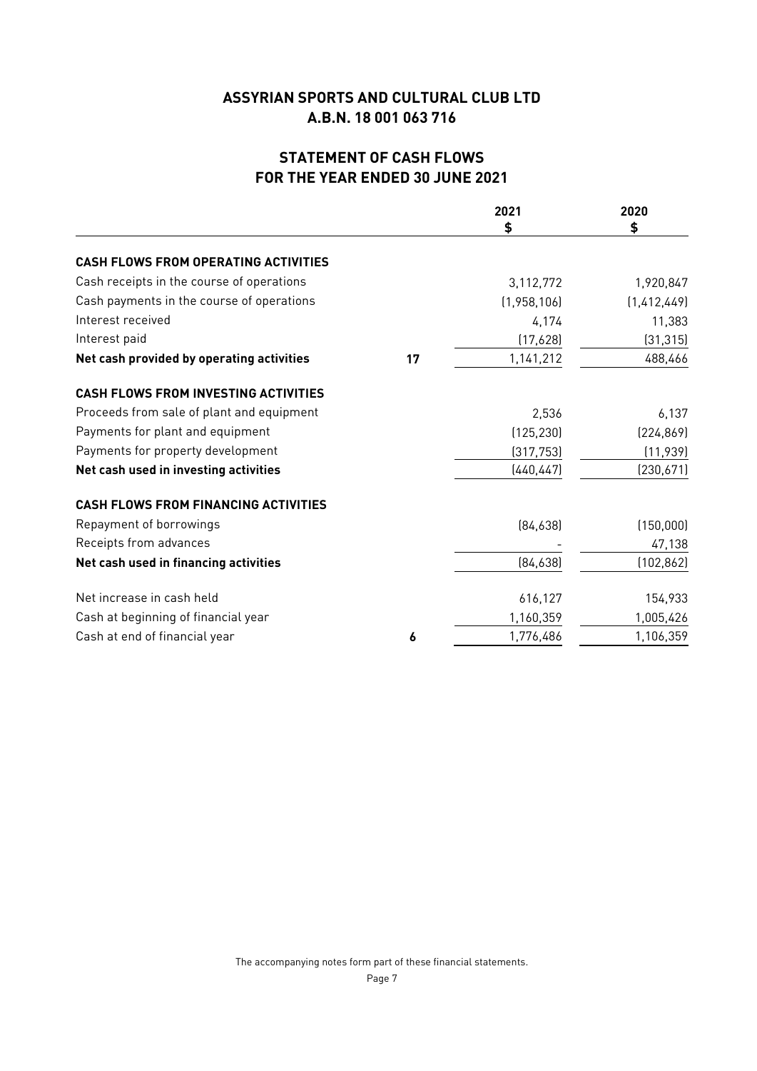# ASSYRIAN SPORTS AND CULTURAL CLUB LTD
## A.B.N. 18 001 063 716

## STATEMENT OF CASH FLOWS
## FOR THE YEAR ENDED 30 JUNE 2021

| | | 2021<br>$ | 2020<br>$ |
|---|---|---|---|
| **CASH FLOWS FROM OPERATING ACTIVITIES** | | | |
| Cash receipts in the course of operations | | 3,112,772 | 1,920,847 |
| Cash payments in the course of operations | | (1,958,106) | (1,412,449) |
| Interest received | | 4,174 | 11,383 |
| Interest paid | | (17,628) | (31,315) |
| **Net cash provided by operating activities** | **17** | 1,141,212 | 488,466 |
| **CASH FLOWS FROM INVESTING ACTIVITIES** | | | |
| Proceeds from sale of plant and equipment | | 2,536 | 6,137 |
| Payments for plant and equipment | | (125,230) | (224,869) |
| Payments for property development | | (317,753) | (11,939) |
| **Net cash used in investing activities** | | (440,447) | (230,671) |
| **CASH FLOWS FROM FINANCING ACTIVITIES** | | | |
| Repayment of borrowings | | (84,638) | (150,000) |
| Receipts from advances | | - | 47,138 |
| **Net cash used in financing activities** | | (84,638) | (102,862) |
| Net increase in cash held | | 616,127 | 154,933 |
| Cash at beginning of financial year | | 1,160,359 | 1,005,426 |
| Cash at end of financial year | **6** | 1,776,486 | 1,106,359 |

The accompanying notes form part of these financial statements.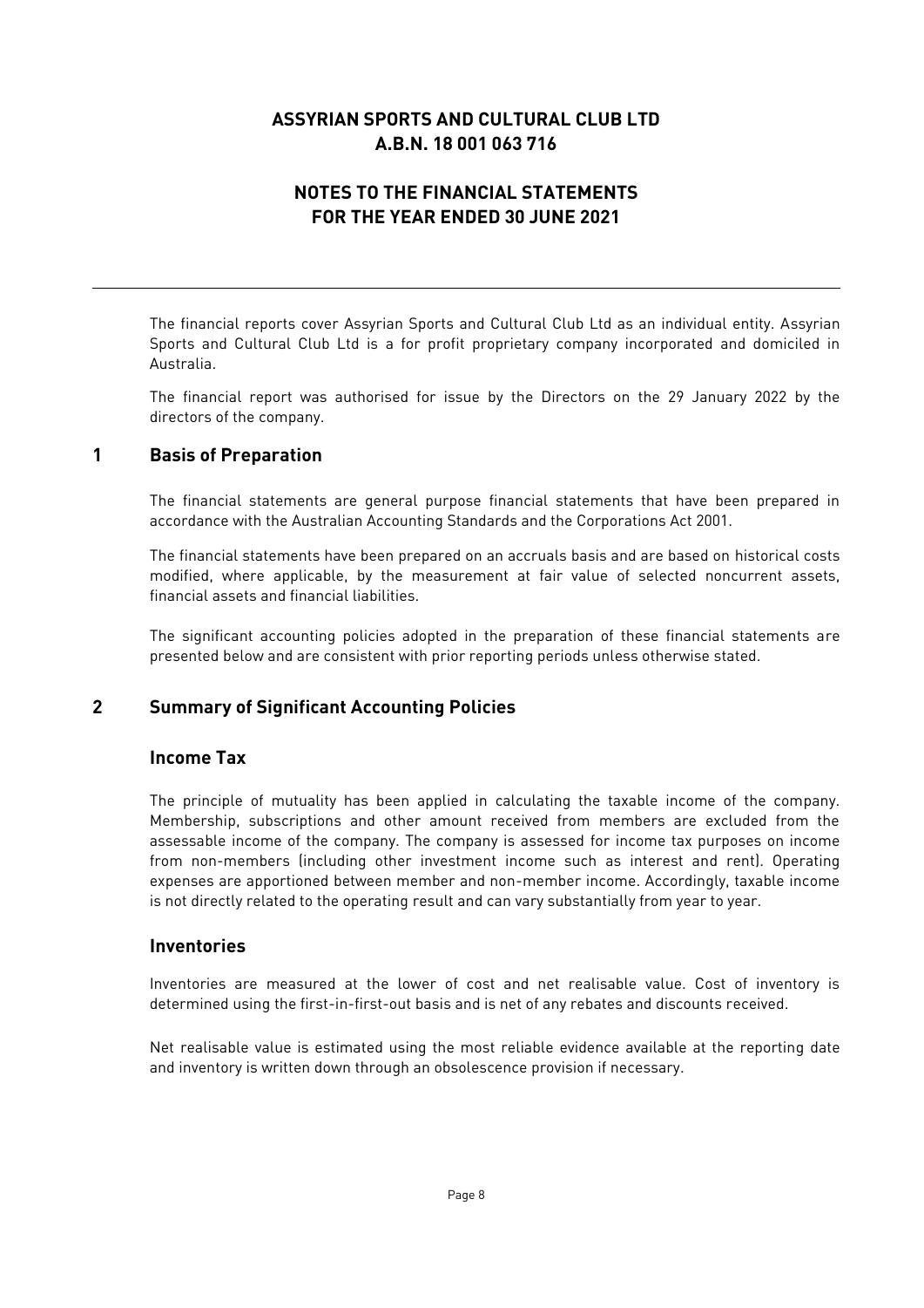# ASSYRIAN SPORTS AND CULTURAL CLUB LTD
# A.B.N. 18 001 063 716

## NOTES TO THE FINANCIAL STATEMENTS
## FOR THE YEAR ENDED 30 JUNE 2021

---

The financial reports cover Assyrian Sports and Cultural Club Ltd as an individual entity. Assyrian Sports and Cultural Club Ltd is a for profit proprietary company incorporated and domiciled in Australia.

The financial report was authorised for issue by the Directors on the 29 January 2022 by the directors of the company.

## 1 Basis of Preparation

The financial statements are general purpose financial statements that have been prepared in accordance with the Australian Accounting Standards and the Corporations Act 2001.

The financial statements have been prepared on an accruals basis and are based on historical costs modified, where applicable, by the measurement at fair value of selected noncurrent assets, financial assets and financial liabilities.

The significant accounting policies adopted in the preparation of these financial statements are presented below and are consistent with prior reporting periods unless otherwise stated.

## 2 Summary of Significant Accounting Policies

### Income Tax

The principle of mutuality has been applied in calculating the taxable income of the company. Membership, subscriptions and other amount received from members are excluded from the assessable income of the company. The company is assessed for income tax purposes on income from non-members (including other investment income such as interest and rent). Operating expenses are apportioned between member and non-member income. Accordingly, taxable income is not directly related to the operating result and can vary substantially from year to year.

### Inventories

Inventories are measured at the lower of cost and net realisable value. Cost of inventory is determined using the first-in-first-out basis and is net of any rebates and discounts received.

Net realisable value is estimated using the most reliable evidence available at the reporting date and inventory is written down through an obsolescence provision if necessary.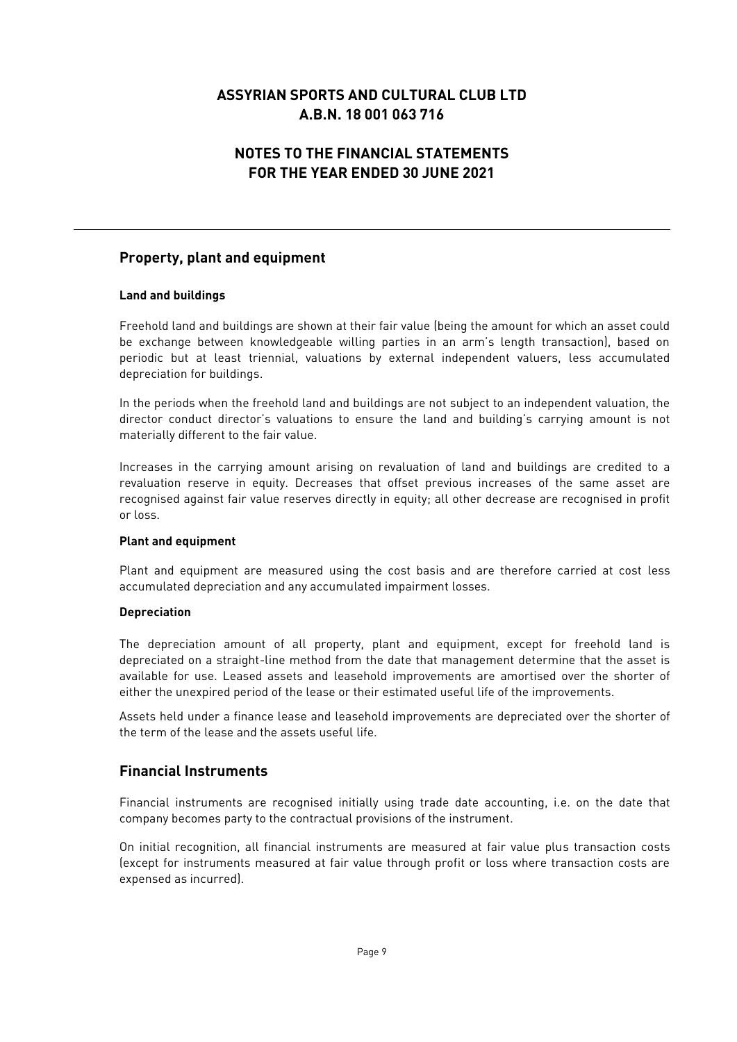## Property, plant and equipment

**Land and buildings**

Freehold land and buildings are shown at their fair value (being the amount for which an asset could be exchange between knowledgeable willing parties in an arm's length transaction), based on periodic but at least triennial, valuations by external independent valuers, less accumulated depreciation for buildings.

In the periods when the freehold land and buildings are not subject to an independent valuation, the director conduct director's valuations to ensure the land and building's carrying amount is not materially different to the fair value.

Increases in the carrying amount arising on revaluation of land and buildings are credited to a revaluation reserve in equity. Decreases that offset previous increases of the same asset are recognised against fair value reserves directly in equity; all other decrease are recognised in profit or loss.

**Plant and equipment**

Plant and equipment are measured using the cost basis and are therefore carried at cost less accumulated depreciation and any accumulated impairment losses.

**Depreciation**

The depreciation amount of all property, plant and equipment, except for freehold land is depreciated on a straight-line method from the date that management determine that the asset is available for use. Leased assets and leasehold improvements are amortised over the shorter of either the unexpired period of the lease or their estimated useful life of the improvements.

Assets held under a finance lease and leasehold improvements are depreciated over the shorter of the term of the lease and the assets useful life.

## Financial Instruments

Financial instruments are recognised initially using trade date accounting, i.e. on the date that company becomes party to the contractual provisions of the instrument.

On initial recognition, all financial instruments are measured at fair value plus transaction costs (except for instruments measured at fair value through profit or loss where transaction costs are expensed as incurred).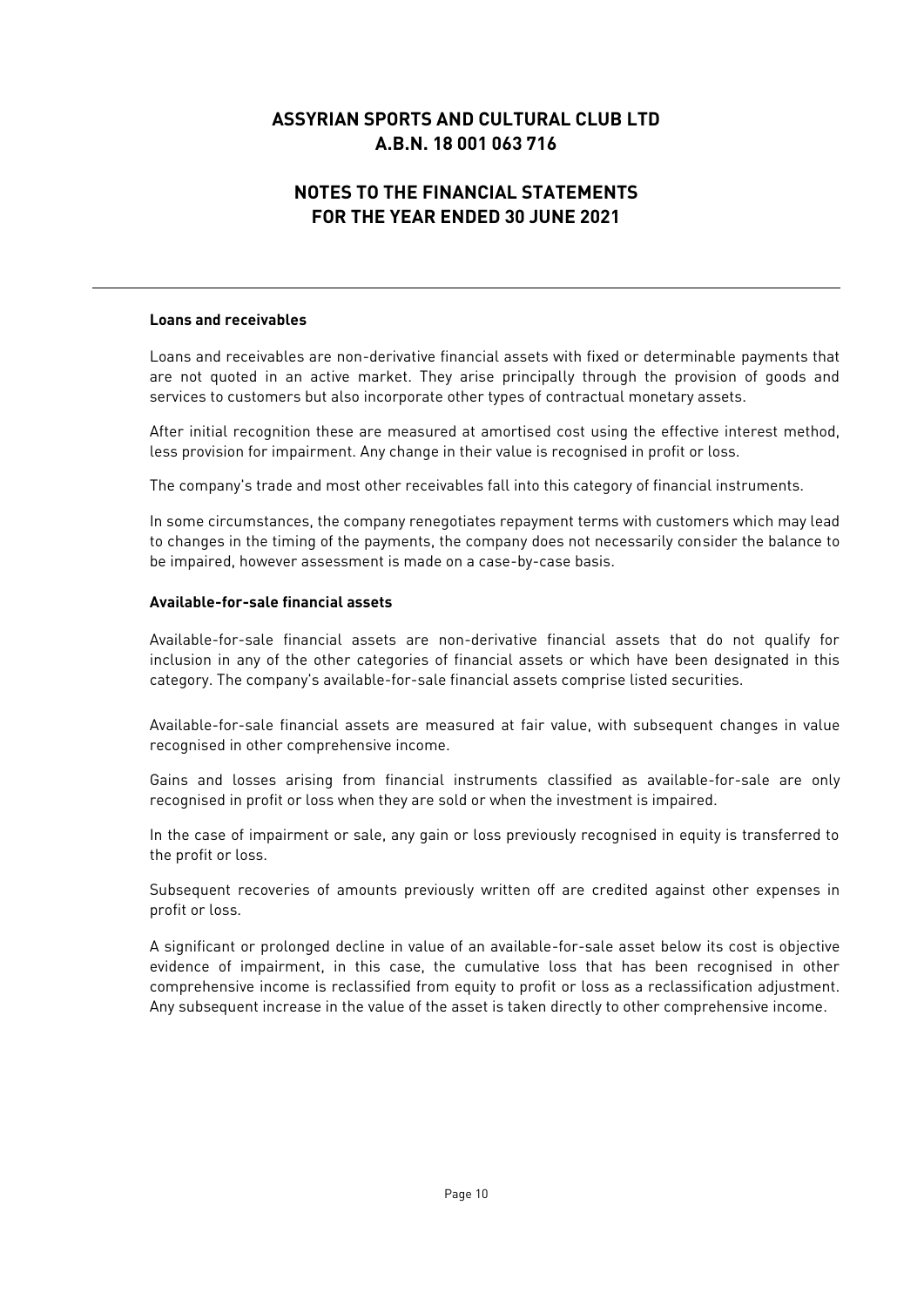**Loans and receivables**

Loans and receivables are non-derivative financial assets with fixed or determinable payments that are not quoted in an active market. They arise principally through the provision of goods and services to customers but also incorporate other types of contractual monetary assets.

After initial recognition these are measured at amortised cost using the effective interest method, less provision for impairment. Any change in their value is recognised in profit or loss.

The company's trade and most other receivables fall into this category of financial instruments.

In some circumstances, the company renegotiates repayment terms with customers which may lead to changes in the timing of the payments, the company does not necessarily consider the balance to be impaired, however assessment is made on a case-by-case basis.

**Available-for-sale financial assets**

Available-for-sale financial assets are non-derivative financial assets that do not qualify for inclusion in any of the other categories of financial assets or which have been designated in this category. The company's available-for-sale financial assets comprise listed securities.

Available-for-sale financial assets are measured at fair value, with subsequent changes in value recognised in other comprehensive income.

Gains and losses arising from financial instruments classified as available-for-sale are only recognised in profit or loss when they are sold or when the investment is impaired.

In the case of impairment or sale, any gain or loss previously recognised in equity is transferred to the profit or loss.

Subsequent recoveries of amounts previously written off are credited against other expenses in profit or loss.

A significant or prolonged decline in value of an available-for-sale asset below its cost is objective evidence of impairment, in this case, the cumulative loss that has been recognised in other comprehensive income is reclassified from equity to profit or loss as a reclassification adjustment. Any subsequent increase in the value of the asset is taken directly to other comprehensive income.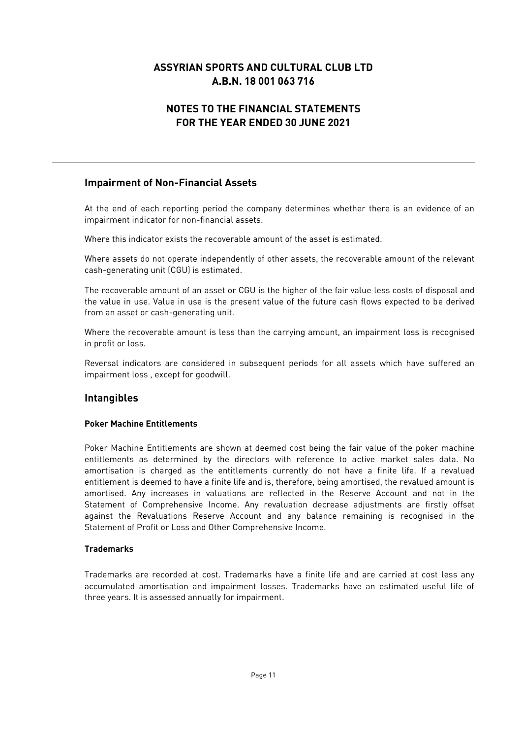## Impairment of Non-Financial Assets

At the end of each reporting period the company determines whether there is an evidence of an impairment indicator for non-financial assets.

Where this indicator exists the recoverable amount of the asset is estimated.

Where assets do not operate independently of other assets, the recoverable amount of the relevant cash-generating unit (CGU) is estimated.

The recoverable amount of an asset or CGU is the higher of the fair value less costs of disposal and the value in use. Value in use is the present value of the future cash flows expected to be derived from an asset or cash-generating unit.

Where the recoverable amount is less than the carrying amount, an impairment loss is recognised in profit or loss.

Reversal indicators are considered in subsequent periods for all assets which have suffered an impairment loss , except for goodwill.

## Intangibles

#### Poker Machine Entitlements

Poker Machine Entitlements are shown at deemed cost being the fair value of the poker machine entitlements as determined by the directors with reference to active market sales data. No amortisation is charged as the entitlements currently do not have a finite life. If a revalued entitlement is deemed to have a finite life and is, therefore, being amortised, the revalued amount is amortised. Any increases in valuations are reflected in the Reserve Account and not in the Statement of Comprehensive Income. Any revaluation decrease adjustments are firstly offset against the Revaluations Reserve Account and any balance remaining is recognised in the Statement of Profit or Loss and Other Comprehensive Income.

#### Trademarks

Trademarks are recorded at cost. Trademarks have a finite life and are carried at cost less any accumulated amortisation and impairment losses. Trademarks have an estimated useful life of three years. It is assessed annually for impairment.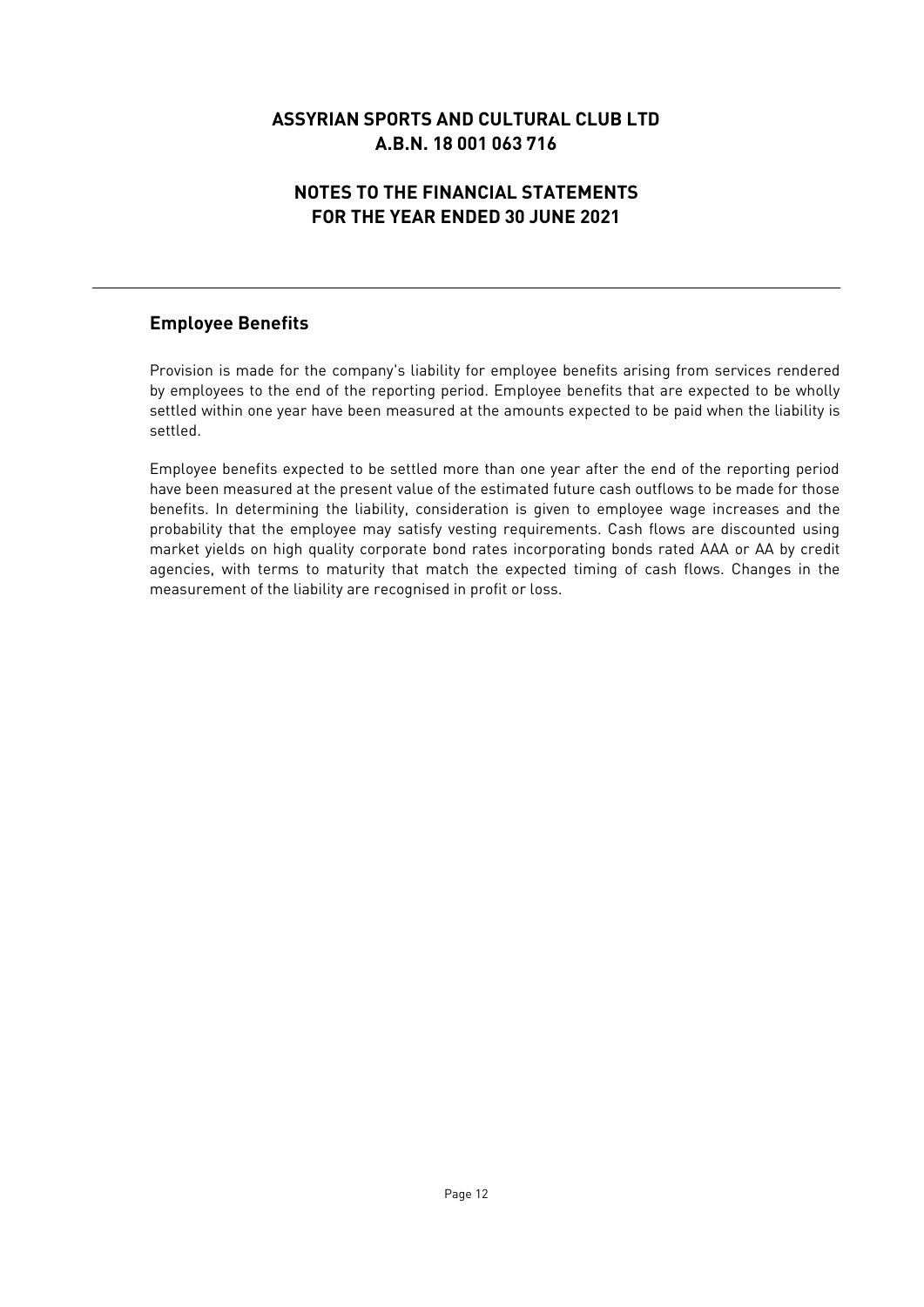# ASSYRIAN SPORTS AND CULTURAL CLUB LTD
# A.B.N. 18 001 063 716

## NOTES TO THE FINANCIAL STATEMENTS
## FOR THE YEAR ENDED 30 JUNE 2021

---

### Employee Benefits

Provision is made for the company's liability for employee benefits arising from services rendered by employees to the end of the reporting period. Employee benefits that are expected to be wholly settled within one year have been measured at the amounts expected to be paid when the liability is settled.

Employee benefits expected to be settled more than one year after the end of the reporting period have been measured at the present value of the estimated future cash outflows to be made for those benefits. In determining the liability, consideration is given to employee wage increases and the probability that the employee may satisfy vesting requirements. Cash flows are discounted using market yields on high quality corporate bond rates incorporating bonds rated AAA or AA by credit agencies, with terms to maturity that match the expected timing of cash flows. Changes in the measurement of the liability are recognised in profit or loss.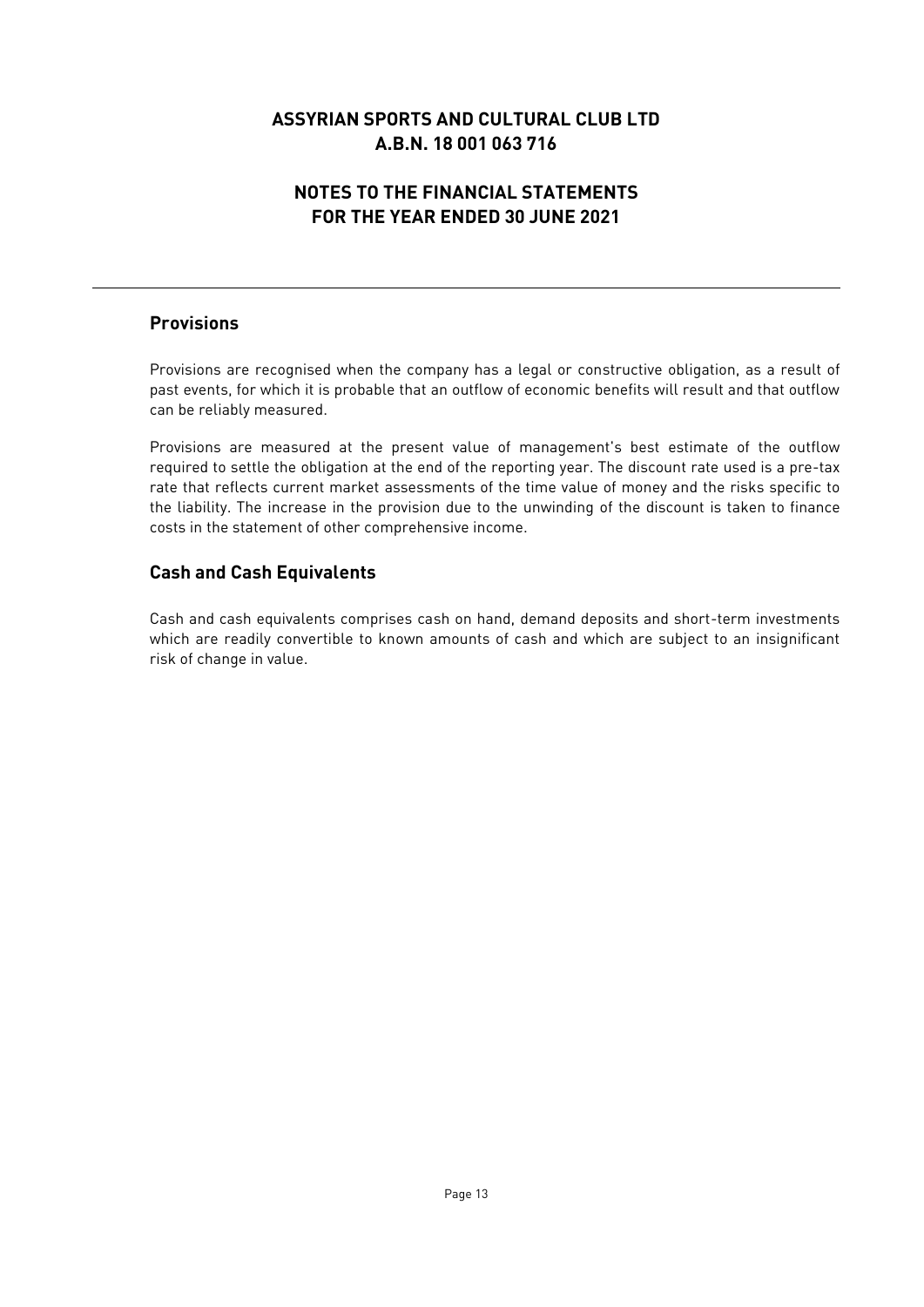# ASSYRIAN SPORTS AND CULTURAL CLUB LTD
# A.B.N. 18 001 063 716

## NOTES TO THE FINANCIAL STATEMENTS
## FOR THE YEAR ENDED 30 JUNE 2021

### Provisions

Provisions are recognised when the company has a legal or constructive obligation, as a result of past events, for which it is probable that an outflow of economic benefits will result and that outflow can be reliably measured.

Provisions are measured at the present value of management's best estimate of the outflow required to settle the obligation at the end of the reporting year. The discount rate used is a pre-tax rate that reflects current market assessments of the time value of money and the risks specific to the liability. The increase in the provision due to the unwinding of the discount is taken to finance costs in the statement of other comprehensive income.

### Cash and Cash Equivalents

Cash and cash equivalents comprises cash on hand, demand deposits and short-term investments which are readily convertible to known amounts of cash and which are subject to an insignificant risk of change in value.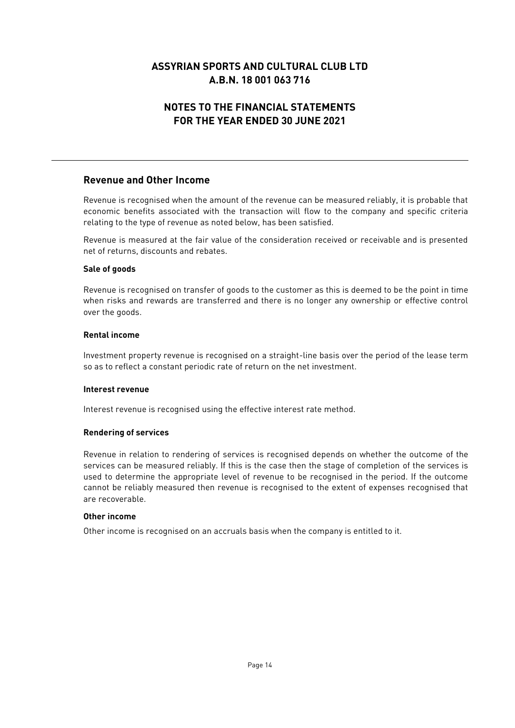# ASSYRIAN SPORTS AND CULTURAL CLUB LTD
# A.B.N. 18 001 063 716

## NOTES TO THE FINANCIAL STATEMENTS
## FOR THE YEAR ENDED 30 JUNE 2021

### Revenue and Other Income

Revenue is recognised when the amount of the revenue can be measured reliably, it is probable that economic benefits associated with the transaction will flow to the company and specific criteria relating to the type of revenue as noted below, has been satisfied.

Revenue is measured at the fair value of the consideration received or receivable and is presented net of returns, discounts and rebates.

**Sale of goods**

Revenue is recognised on transfer of goods to the customer as this is deemed to be the point in time when risks and rewards are transferred and there is no longer any ownership or effective control over the goods.

**Rental income**

Investment property revenue is recognised on a straight-line basis over the period of the lease term so as to reflect a constant periodic rate of return on the net investment.

**Interest revenue**

Interest revenue is recognised using the effective interest rate method.

**Rendering of services**

Revenue in relation to rendering of services is recognised depends on whether the outcome of the services can be measured reliably. If this is the case then the stage of completion of the services is used to determine the appropriate level of revenue to be recognised in the period. If the outcome cannot be reliably measured then revenue is recognised to the extent of expenses recognised that are recoverable.

**Other income**

Other income is recognised on an accruals basis when the company is entitled to it.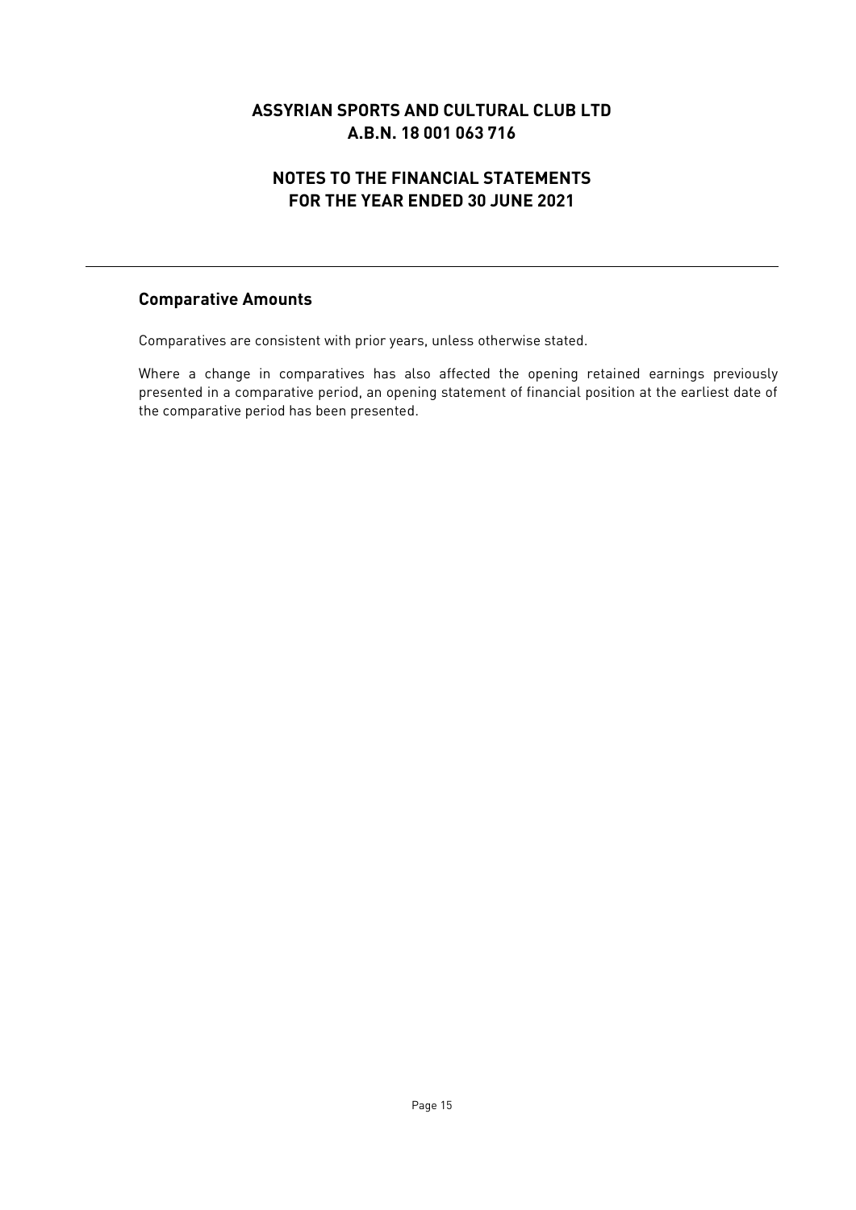## Comparative Amounts

Comparatives are consistent with prior years, unless otherwise stated.

Where a change in comparatives has also affected the opening retained earnings previously presented in a comparative period, an opening statement of financial position at the earliest date of the comparative period has been presented.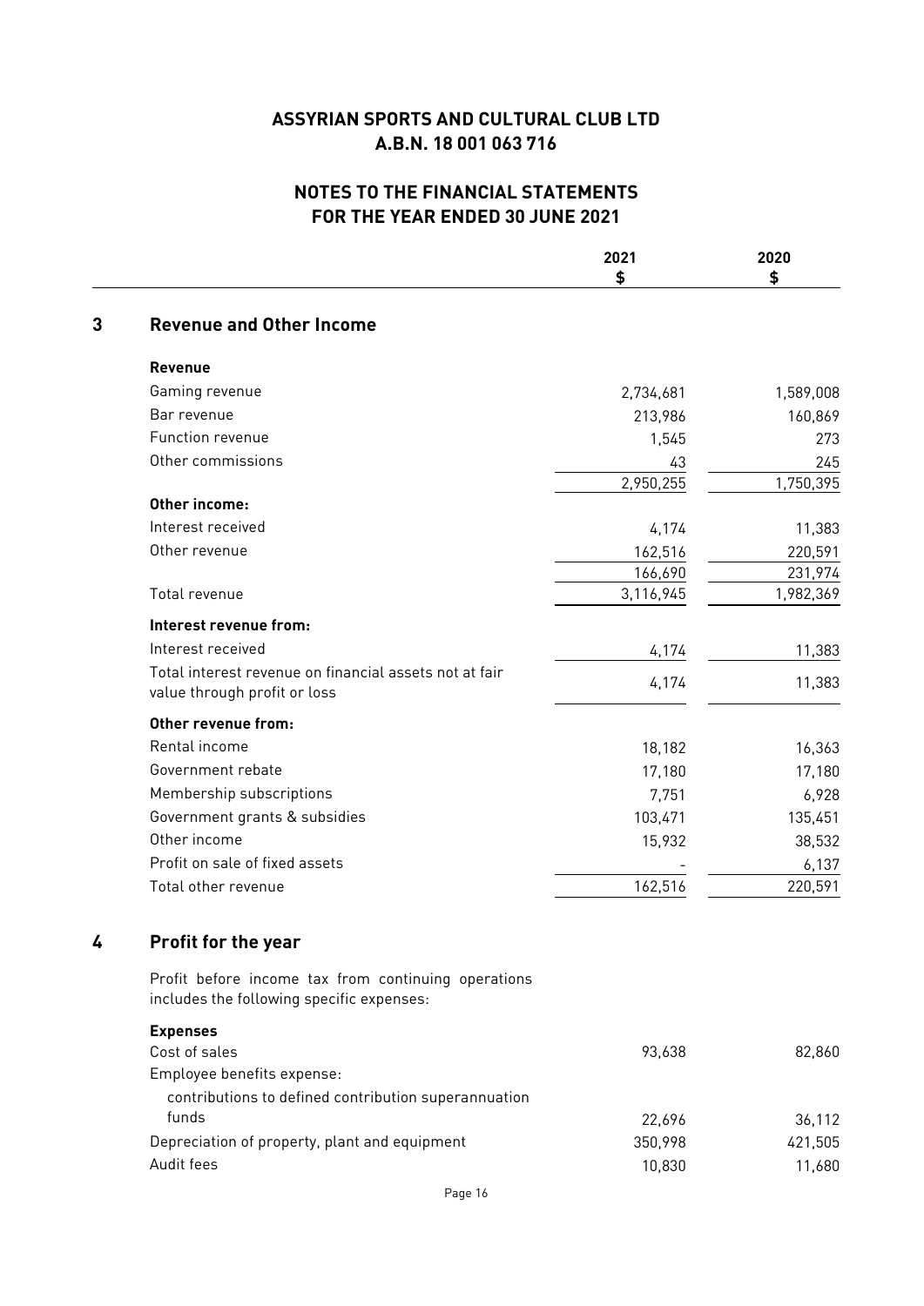# ASSYRIAN SPORTS AND CULTURAL CLUB LTD
# A.B.N. 18 001 063 716

## NOTES TO THE FINANCIAL STATEMENTS
## FOR THE YEAR ENDED 30 JUNE 2021

| | 2021<br>$ | 2020<br>$ |
|---|---|---|

### 3 Revenue and Other Income

| | 2021<br>$ | 2020<br>$ |
|---|---|---|
| **Revenue** | | |
| Gaming revenue | 2,734,681 | 1,589,008 |
| Bar revenue | 213,986 | 160,869 |
| Function revenue | 1,545 | 273 |
| Other commissions | 43 | 245 |
| | 2,950,255 | 1,750,395 |
| **Other income:** | | |
| Interest received | 4,174 | 11,383 |
| Other revenue | 162,516 | 220,591 |
| | 166,690 | 231,974 |
| Total revenue | 3,116,945 | 1,982,369 |
| **Interest revenue from:** | | |
| Interest received | 4,174 | 11,383 |
| Total interest revenue on financial assets not at fair value through profit or loss | 4,174 | 11,383 |
| **Other revenue from:** | | |
| Rental income | 18,182 | 16,363 |
| Government rebate | 17,180 | 17,180 |
| Membership subscriptions | 7,751 | 6,928 |
| Government grants & subsidies | 103,471 | 135,451 |
| Other income | 15,932 | 38,532 |
| Profit on sale of fixed assets | - | 6,137 |
| Total other revenue | 162,516 | 220,591 |

### 4 Profit for the year

Profit before income tax from continuing operations includes the following specific expenses:

| | 2021<br>$ | 2020<br>$ |
|---|---|---|
| **Expenses** | | |
| Cost of sales | 93,638 | 82,860 |
| Employee benefits expense: | | |
| contributions to defined contribution superannuation funds | 22,696 | 36,112 |
| Depreciation of property, plant and equipment | 350,998 | 421,505 |
| Audit fees | 10,830 | 11,680 |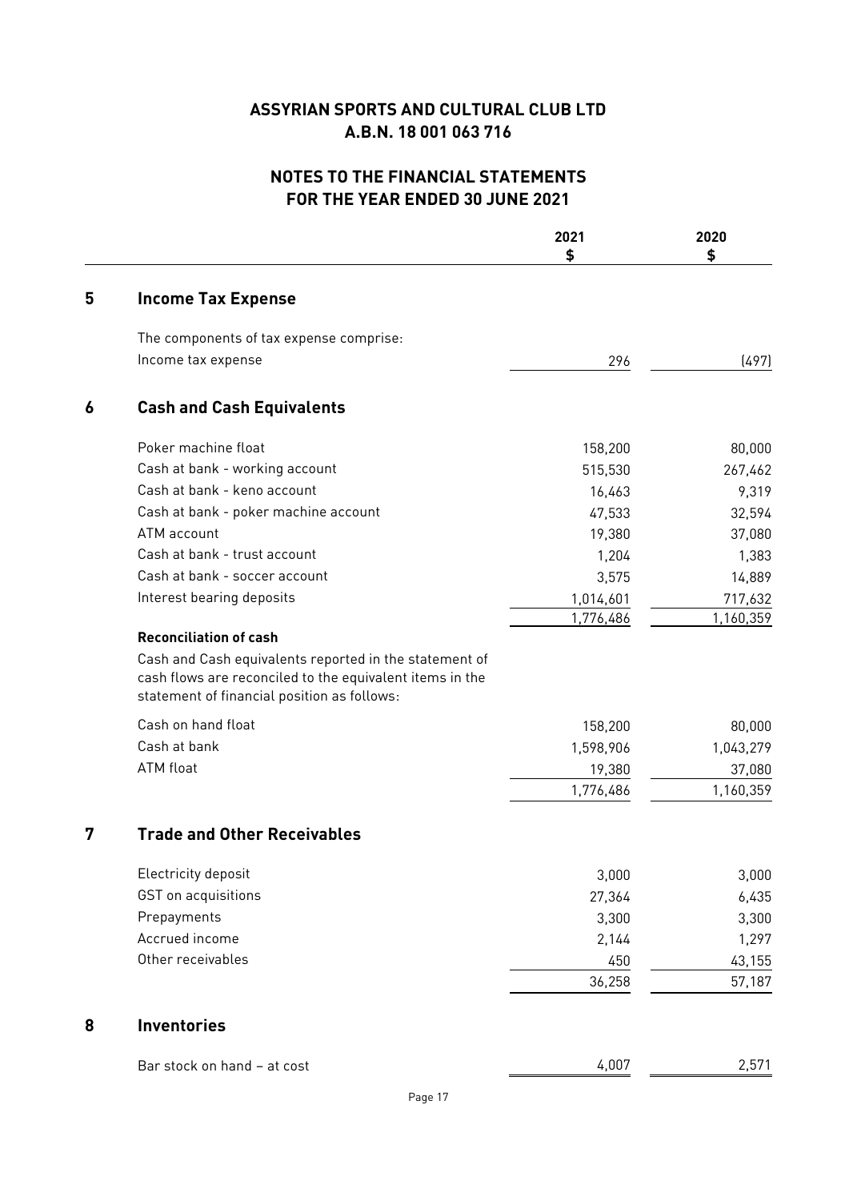# ASSYRIAN SPORTS AND CULTURAL CLUB LTD
# A.B.N. 18 001 063 716

## NOTES TO THE FINANCIAL STATEMENTS FOR THE YEAR ENDED 30 JUNE 2021

| | 2021 $ | 2020 $ |
|---|---|---|

## 5 Income Tax Expense

| | 2021 $ | 2020 $ |
|---|---|---|
| The components of tax expense comprise: | | |
| Income tax expense | 296 | (497) |

## 6 Cash and Cash Equivalents

| | 2021 $ | 2020 $ |
|---|---|---|
| Poker machine float | 158,200 | 80,000 |
| Cash at bank - working account | 515,530 | 267,462 |
| Cash at bank - keno account | 16,463 | 9,319 |
| Cash at bank - poker machine account | 47,533 | 32,594 |
| ATM account | 19,380 | 37,080 |
| Cash at bank - trust account | 1,204 | 1,383 |
| Cash at bank - soccer account | 3,575 | 14,889 |
| Interest bearing deposits | 1,014,601 | 717,632 |
| | 1,776,486 | 1,160,359 |

**Reconciliation of cash**

Cash and Cash equivalents reported in the statement of cash flows are reconciled to the equivalent items in the statement of financial position as follows:

| | 2021 $ | 2020 $ |
|---|---|---|
| Cash on hand float | 158,200 | 80,000 |
| Cash at bank | 1,598,906 | 1,043,279 |
| ATM float | 19,380 | 37,080 |
| | 1,776,486 | 1,160,359 |

## 7 Trade and Other Receivables

| | 2021 $ | 2020 $ |
|---|---|---|
| Electricity deposit | 3,000 | 3,000 |
| GST on acquisitions | 27,364 | 6,435 |
| Prepayments | 3,300 | 3,300 |
| Accrued income | 2,144 | 1,297 |
| Other receivables | 450 | 43,155 |
| | 36,258 | 57,187 |

## 8 Inventories

| | 2021 $ | 2020 $ |
|---|---|---|
| Bar stock on hand – at cost | 4,007 | 2,571 |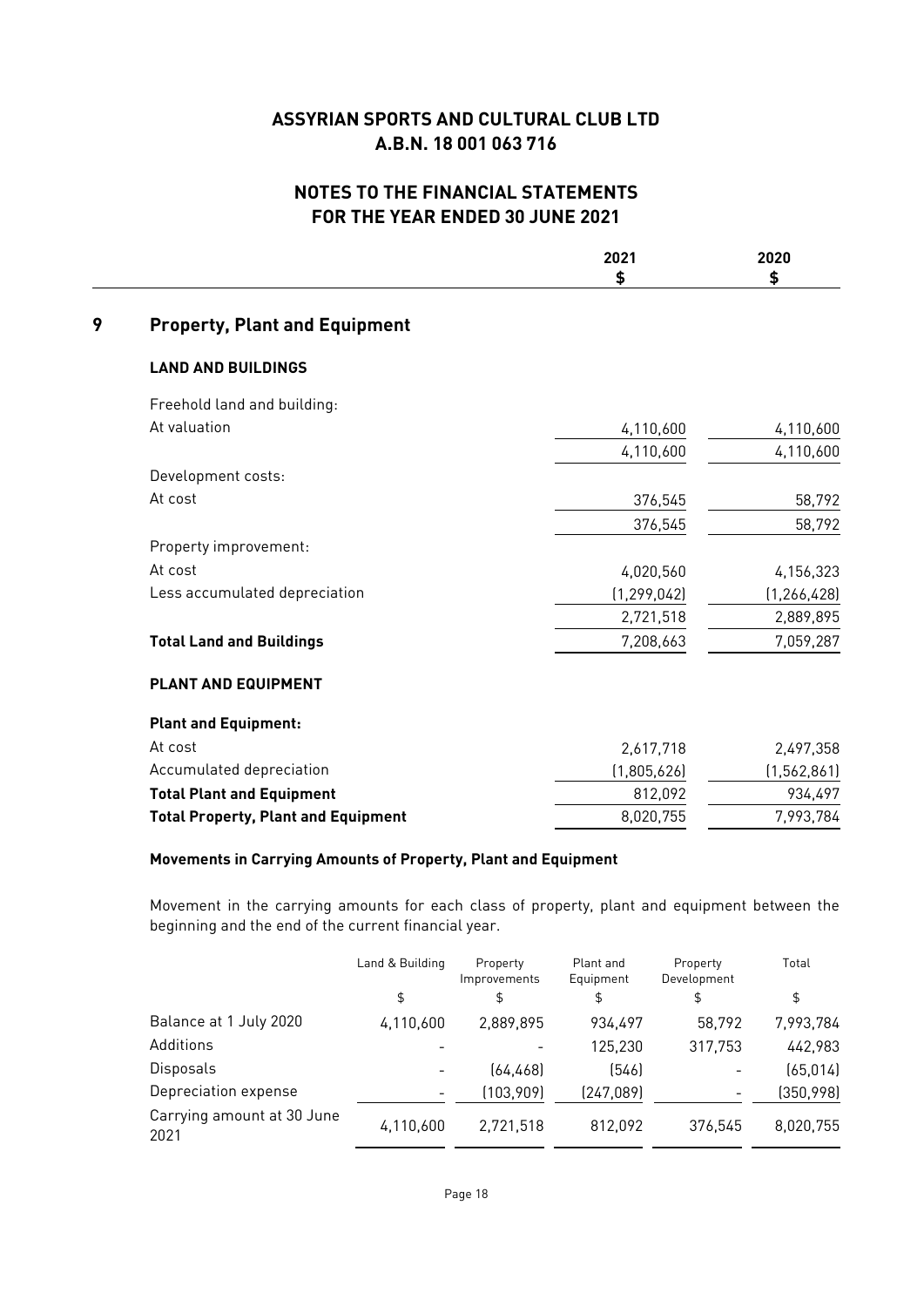# ASSYRIAN SPORTS AND CULTURAL CLUB LTD
# A.B.N. 18 001 063 716

## NOTES TO THE FINANCIAL STATEMENTS
## FOR THE YEAR ENDED 30 JUNE 2021

## 9 Property, Plant and Equipment

| | 2021 $ | 2020 $ |
|---|---|---|
| **LAND AND BUILDINGS** | | |
| Freehold land and building: | | |
| At valuation | 4,110,600 | 4,110,600 |
| | 4,110,600 | 4,110,600 |
| Development costs: | | |
| At cost | 376,545 | 58,792 |
| | 376,545 | 58,792 |
| Property improvement: | | |
| At cost | 4,020,560 | 4,156,323 |
| Less accumulated depreciation | (1,299,042) | (1,266,428) |
| | 2,721,518 | 2,889,895 |
| **Total Land and Buildings** | 7,208,663 | 7,059,287 |
| **PLANT AND EQUIPMENT** | | |
| **Plant and Equipment:** | | |
| At cost | 2,617,718 | 2,497,358 |
| Accumulated depreciation | (1,805,626) | (1,562,861) |
| **Total Plant and Equipment** | 812,092 | 934,497 |
| **Total Property, Plant and Equipment** | 8,020,755 | 7,993,784 |

### Movements in Carrying Amounts of Property, Plant and Equipment

Movement in the carrying amounts for each class of property, plant and equipment between the beginning and the end of the current financial year.

| | Land & Building | Property Improvements | Plant and Equipment | Property Development | Total |
|---|---|---|---|---|---|
| | $ | $ | $ | $ | $ |
| Balance at 1 July 2020 | 4,110,600 | 2,889,895 | 934,497 | 58,792 | 7,993,784 |
| Additions | - | - | 125,230 | 317,753 | 442,983 |
| Disposals | - | (64,468) | (546) | - | (65,014) |
| Depreciation expense | - | (103,909) | (247,089) | - | (350,998) |
| Carrying amount at 30 June 2021 | 4,110,600 | 2,721,518 | 812,092 | 376,545 | 8,020,755 |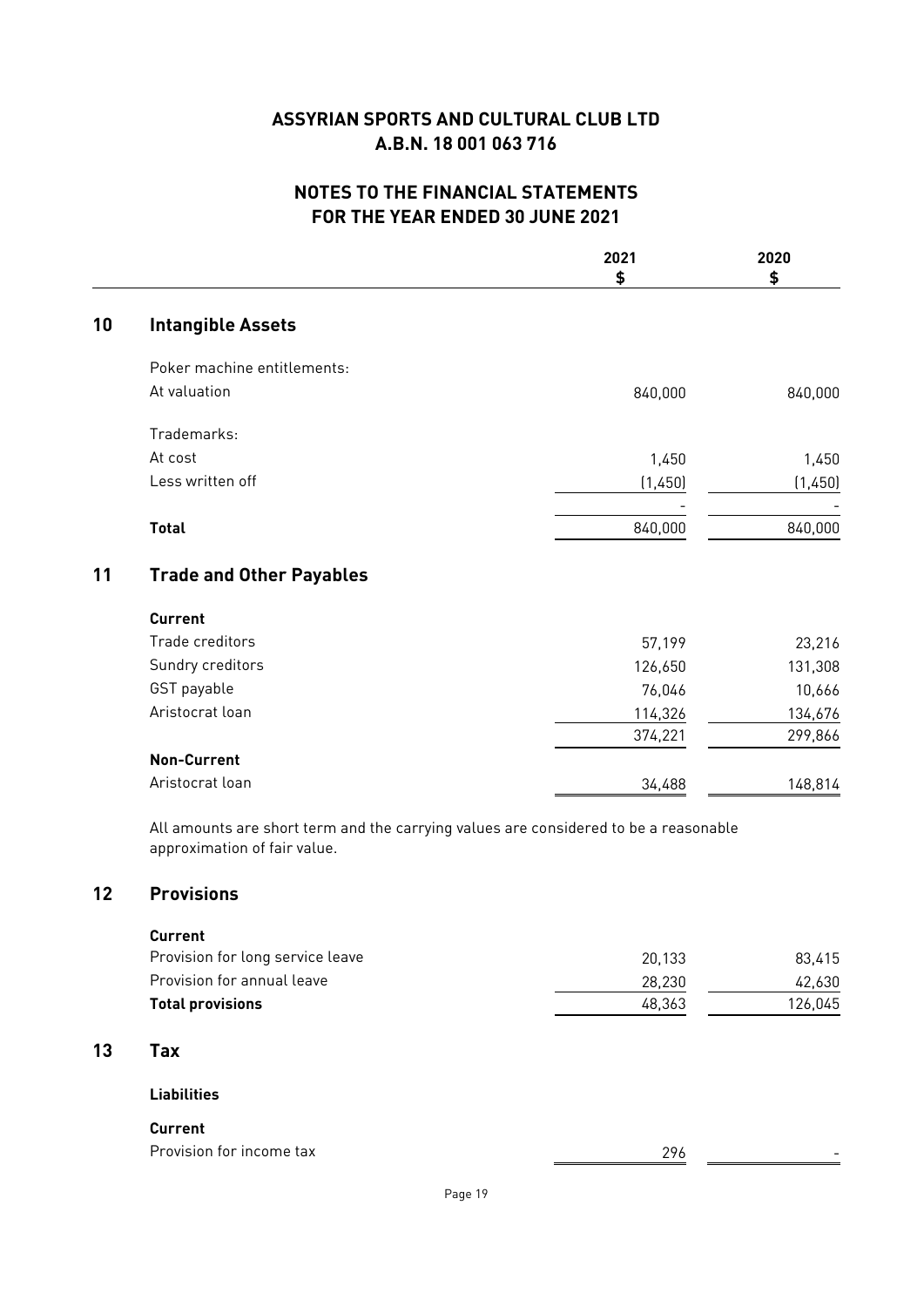# ASSYRIAN SPORTS AND CULTURAL CLUB LTD
# A.B.N. 18 001 063 716

## NOTES TO THE FINANCIAL STATEMENTS
## FOR THE YEAR ENDED 30 JUNE 2021

| | 2021 $ | 2020 $ |
|---|---|---|

### 10 Intangible Assets

| | 2021 $ | 2020 $ |
|---|---|---|
| Poker machine entitlements: | | |
| At valuation | 840,000 | 840,000 |
| Trademarks: | | |
| At cost | 1,450 | 1,450 |
| Less written off | (1,450) | (1,450) |
| | - | - |
| **Total** | 840,000 | 840,000 |

### 11 Trade and Other Payables

| | 2021 $ | 2020 $ |
|---|---|---|
| **Current** | | |
| Trade creditors | 57,199 | 23,216 |
| Sundry creditors | 126,650 | 131,308 |
| GST payable | 76,046 | 10,666 |
| Aristocrat loan | 114,326 | 134,676 |
| | 374,221 | 299,866 |
| **Non-Current** | | |
| Aristocrat loan | 34,488 | 148,814 |

All amounts are short term and the carrying values are considered to be a reasonable approximation of fair value.

### 12 Provisions

| | 2021 $ | 2020 $ |
|---|---|---|
| **Current** | | |
| Provision for long service leave | 20,133 | 83,415 |
| Provision for annual leave | 28,230 | 42,630 |
| **Total provisions** | 48,363 | 126,045 |

### 13 Tax

| | 2021 $ | 2020 $ |
|---|---|---|
| **Liabilities** | | |
| **Current** | | |
| Provision for income tax | 296 | - |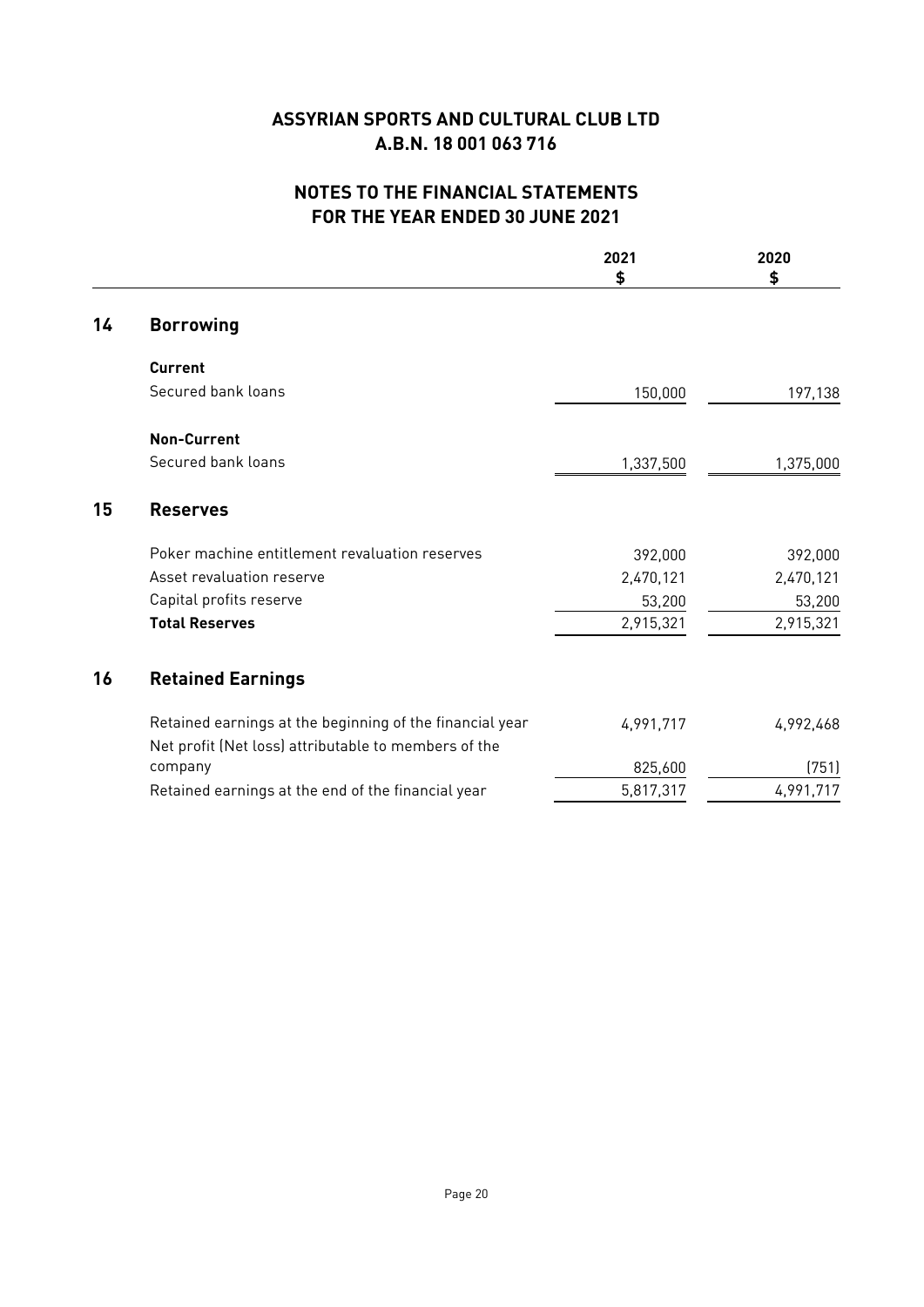# ASSYRIAN SPORTS AND CULTURAL CLUB LTD
# A.B.N. 18 001 063 716

## NOTES TO THE FINANCIAL STATEMENTS
## FOR THE YEAR ENDED 30 JUNE 2021

| | 2021<br>$ | 2020<br>$ |
|---|---|---|

## 14 Borrowing

| | 2021<br>$ | 2020<br>$ |
|---|---|---|
| **Current** | | |
| Secured bank loans | 150,000 | 197,138 |
| **Non-Current** | | |
| Secured bank loans | 1,337,500 | 1,375,000 |

## 15 Reserves

| | 2021<br>$ | 2020<br>$ |
|---|---|---|
| Poker machine entitlement revaluation reserves | 392,000 | 392,000 |
| Asset revaluation reserve | 2,470,121 | 2,470,121 |
| Capital profits reserve | 53,200 | 53,200 |
| **Total Reserves** | 2,915,321 | 2,915,321 |

## 16 Retained Earnings

| | 2021<br>$ | 2020<br>$ |
|---|---|---|
| Retained earnings at the beginning of the financial year | 4,991,717 | 4,992,468 |
| Net profit (Net loss) attributable to members of the company | 825,600 | (751) |
| Retained earnings at the end of the financial year | 5,817,317 | 4,991,717 |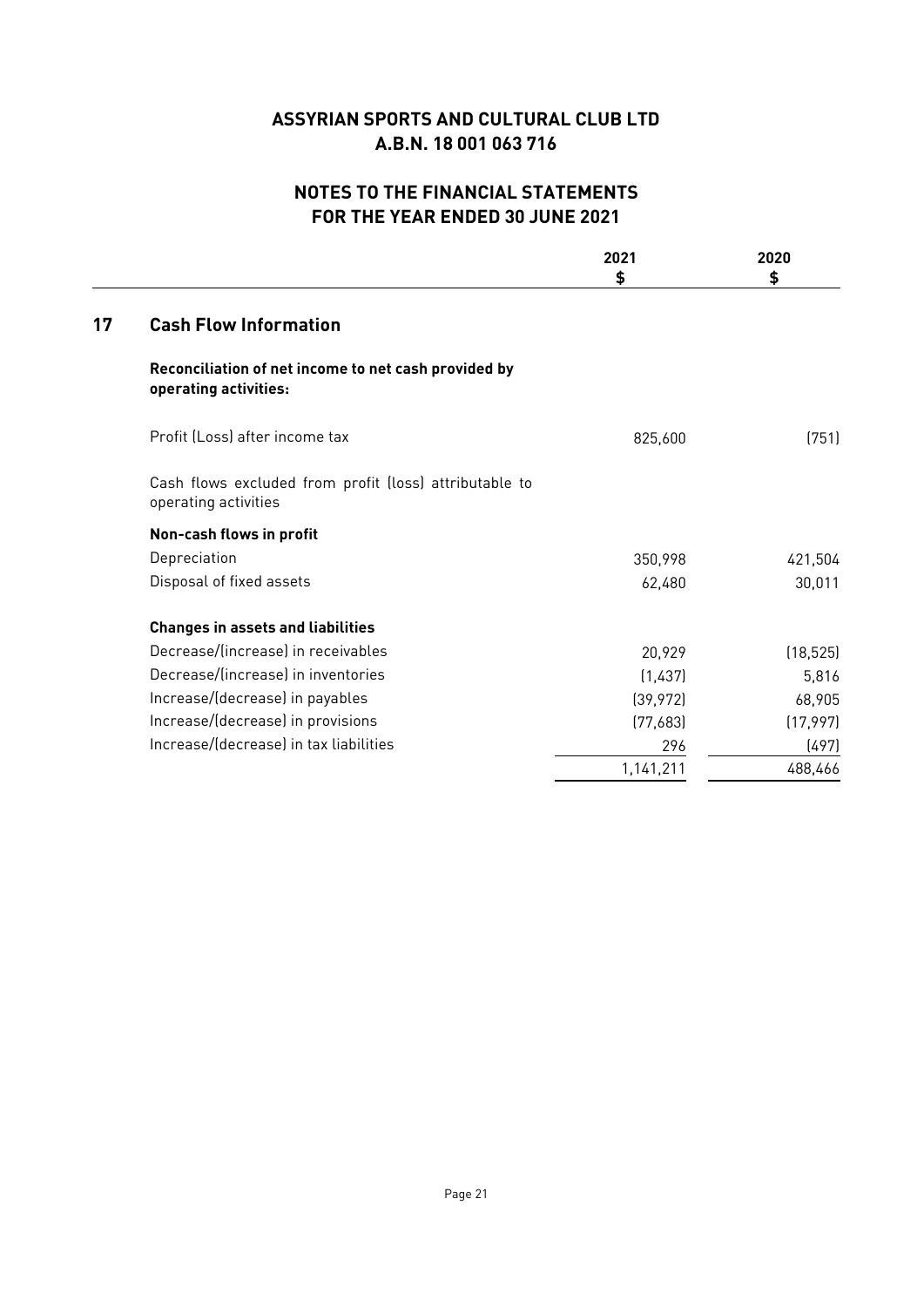# ASSYRIAN SPORTS AND CULTURAL CLUB LTD
## A.B.N. 18 001 063 716

## NOTES TO THE FINANCIAL STATEMENTS FOR THE YEAR ENDED 30 JUNE 2021

## 17 Cash Flow Information

| | 2021 $ | 2020 $ |
|---|---|---|
| **Reconciliation of net income to net cash provided by operating activities:** | | |
| Profit (Loss) after income tax | 825,600 | (751) |
| Cash flows excluded from profit (loss) attributable to operating activities | | |
| **Non-cash flows in profit** | | |
| Depreciation | 350,998 | 421,504 |
| Disposal of fixed assets | 62,480 | 30,011 |
| **Changes in assets and liabilities** | | |
| Decrease/(increase) in receivables | 20,929 | (18,525) |
| Decrease/(increase) in inventories | (1,437) | 5,816 |
| Increase/(decrease) in payables | (39,972) | 68,905 |
| Increase/(decrease) in provisions | (77,683) | (17,997) |
| Increase/(decrease) in tax liabilities | 296 | (497) |
| | 1,141,211 | 488,466 |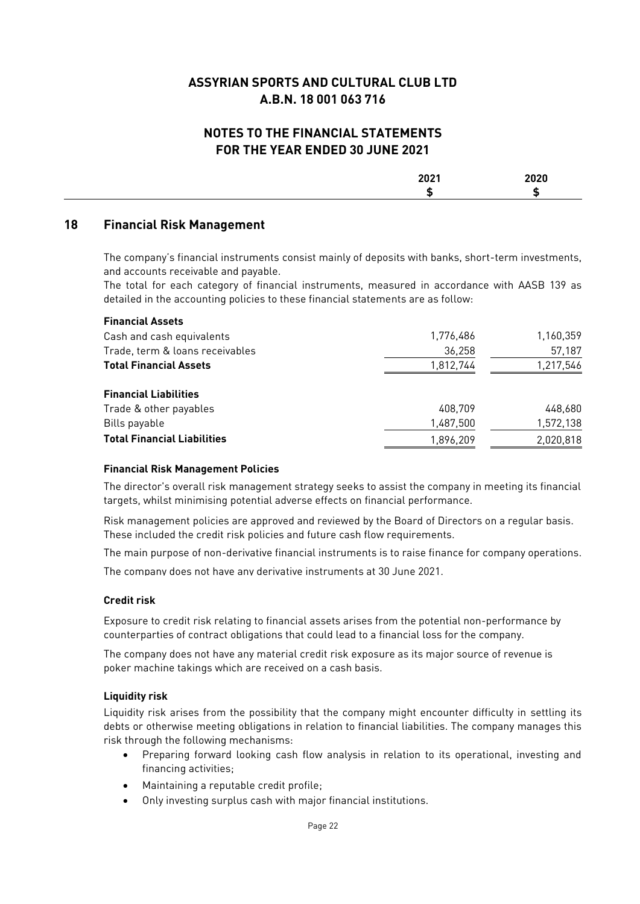# ASSYRIAN SPORTS AND CULTURAL CLUB LTD
# A.B.N. 18 001 063 716

## NOTES TO THE FINANCIAL STATEMENTS
## FOR THE YEAR ENDED 30 JUNE 2021

## 18 Financial Risk Management

The company's financial instruments consist mainly of deposits with banks, short-term investments, and accounts receivable and payable.

The total for each category of financial instruments, measured in accordance with AASB 139 as detailed in the accounting policies to these financial statements are as follow:

| | 2021<br>$ | 2020<br>$ |
|---|---|---|
| **Financial Assets** | | |
| Cash and cash equivalents | 1,776,486 | 1,160,359 |
| Trade, term & loans receivables | 36,258 | 57,187 |
| **Total Financial Assets** | 1,812,744 | 1,217,546 |
| **Financial Liabilities** | | |
| Trade & other payables | 408,709 | 448,680 |
| Bills payable | 1,487,500 | 1,572,138 |
| **Total Financial Liabilities** | 1,896,209 | 2,020,818 |

**Financial Risk Management Policies**

The director's overall risk management strategy seeks to assist the company in meeting its financial targets, whilst minimising potential adverse effects on financial performance.

Risk management policies are approved and reviewed by the Board of Directors on a regular basis. These included the credit risk policies and future cash flow requirements.

The main purpose of non-derivative financial instruments is to raise finance for company operations.

The company does not have any derivative instruments at 30 June 2021.

**Credit risk**

Exposure to credit risk relating to financial assets arises from the potential non-performance by counterparties of contract obligations that could lead to a financial loss for the company.

The company does not have any material credit risk exposure as its major source of revenue is poker machine takings which are received on a cash basis.

**Liquidity risk**

Liquidity risk arises from the possibility that the company might encounter difficulty in settling its debts or otherwise meeting obligations in relation to financial liabilities. The company manages this risk through the following mechanisms:

- Preparing forward looking cash flow analysis in relation to its operational, investing and financing activities;
- Maintaining a reputable credit profile;
- Only investing surplus cash with major financial institutions.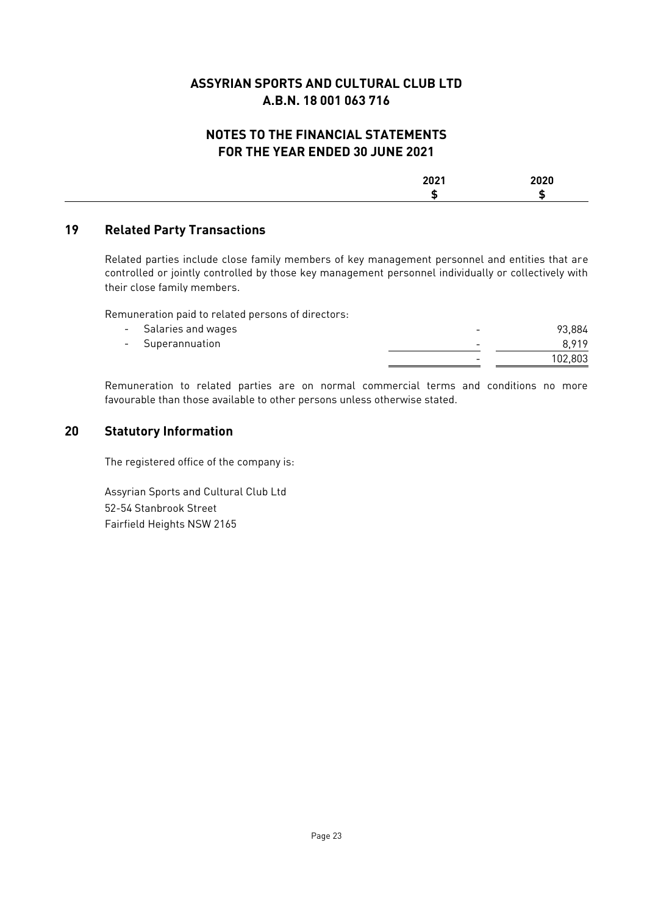# ASSYRIAN SPORTS AND CULTURAL CLUB LTD
# A.B.N. 18 001 063 716

## NOTES TO THE FINANCIAL STATEMENTS
## FOR THE YEAR ENDED 30 JUNE 2021

### 19 Related Party Transactions

Related parties include close family members of key management personnel and entities that are controlled or jointly controlled by those key management personnel individually or collectively with their close family members.

Remuneration paid to related persons of directors:

| | 2021<br>$ | 2020<br>$ |
|---|---|---|
| - Salaries and wages | - | 93,884 |
| - Superannuation | - | 8,919 |
| | - | 102,803 |

Remuneration to related parties are on normal commercial terms and conditions no more favourable than those available to other persons unless otherwise stated.

### 20 Statutory Information

The registered office of the company is:

Assyrian Sports and Cultural Club Ltd
52-54 Stanbrook Street
Fairfield Heights NSW 2165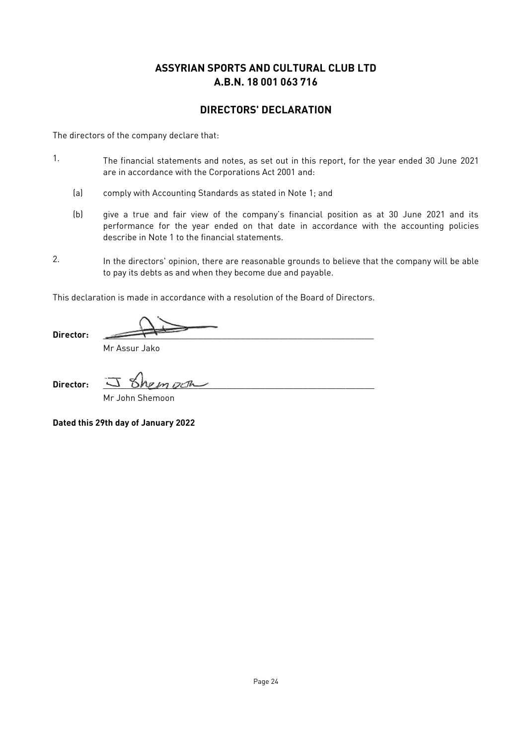# ASSYRIAN SPORTS AND CULTURAL CLUB LTD
# A.B.N. 18 001 063 716

## DIRECTORS' DECLARATION

The directors of the company declare that:

1. The financial statements and notes, as set out in this report, for the year ended 30 June 2021 are in accordance with the Corporations Act 2001 and:

   (a) comply with Accounting Standards as stated in Note 1; and

   (b) give a true and fair view of the company's financial position as at 30 June 2021 and its performance for the year ended on that date in accordance with the accounting policies describe in Note 1 to the financial statements.

2. In the directors' opinion, there are reasonable grounds to believe that the company will be able to pay its debts as and when they become due and payable.

This declaration is made in accordance with a resolution of the Board of Directors.

**Director:** ______________________________
Mr Assur Jako

**Director:** ______________________________
Mr John Shemoon

**Dated this 29th day of January 2022**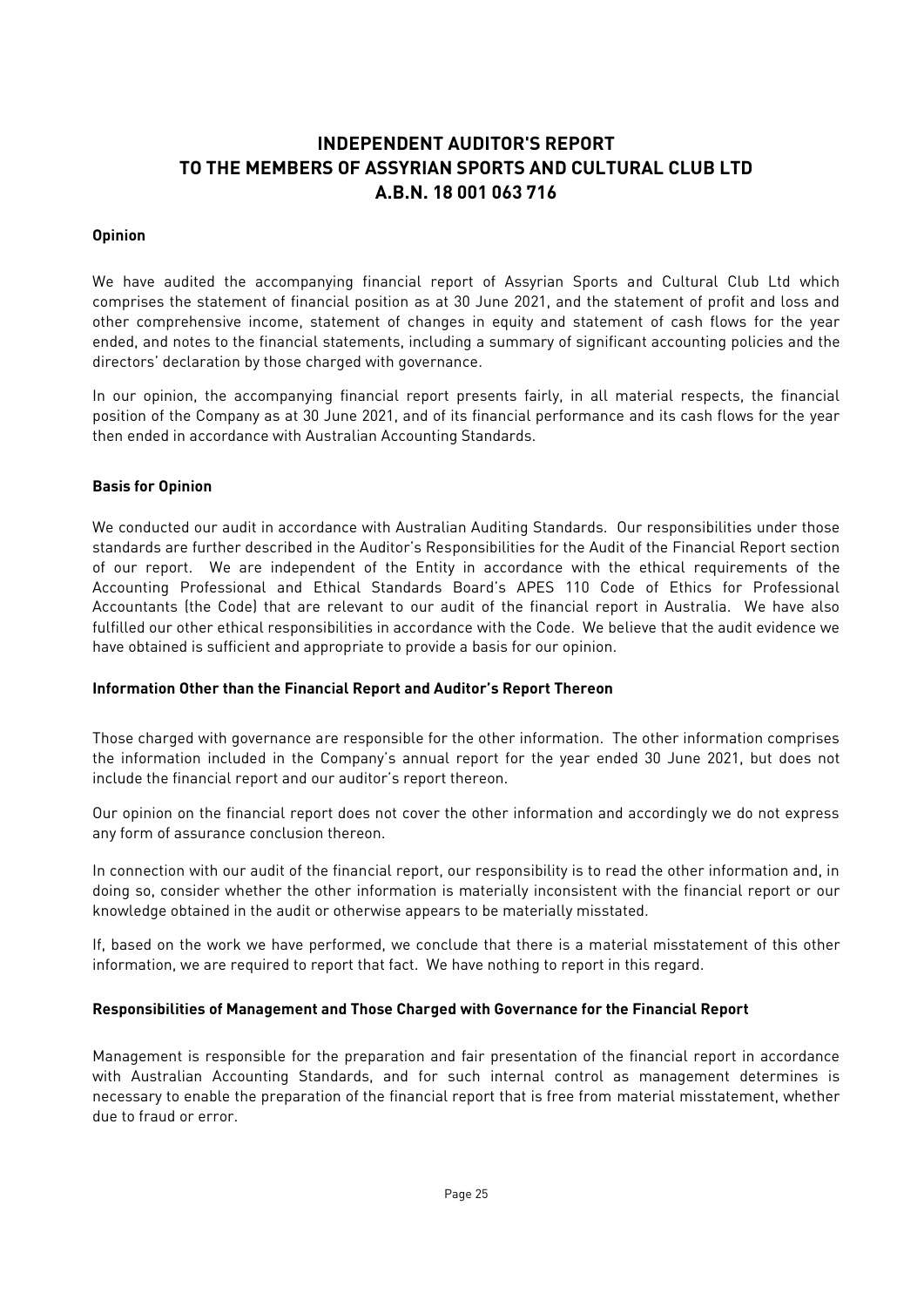# INDEPENDENT AUDITOR'S REPORT TO THE MEMBERS OF ASSYRIAN SPORTS AND CULTURAL CLUB LTD A.B.N. 18 001 063 716

**Opinion**

We have audited the accompanying financial report of Assyrian Sports and Cultural Club Ltd which comprises the statement of financial position as at 30 June 2021, and the statement of profit and loss and other comprehensive income, statement of changes in equity and statement of cash flows for the year ended, and notes to the financial statements, including a summary of significant accounting policies and the directors' declaration by those charged with governance.

In our opinion, the accompanying financial report presents fairly, in all material respects, the financial position of the Company as at 30 June 2021, and of its financial performance and its cash flows for the year then ended in accordance with Australian Accounting Standards.

**Basis for Opinion**

We conducted our audit in accordance with Australian Auditing Standards. Our responsibilities under those standards are further described in the Auditor's Responsibilities for the Audit of the Financial Report section of our report. We are independent of the Entity in accordance with the ethical requirements of the Accounting Professional and Ethical Standards Board's APES 110 Code of Ethics for Professional Accountants (the Code) that are relevant to our audit of the financial report in Australia. We have also fulfilled our other ethical responsibilities in accordance with the Code. We believe that the audit evidence we have obtained is sufficient and appropriate to provide a basis for our opinion.

**Information Other than the Financial Report and Auditor's Report Thereon**

Those charged with governance are responsible for the other information. The other information comprises the information included in the Company's annual report for the year ended 30 June 2021, but does not include the financial report and our auditor's report thereon.

Our opinion on the financial report does not cover the other information and accordingly we do not express any form of assurance conclusion thereon.

In connection with our audit of the financial report, our responsibility is to read the other information and, in doing so, consider whether the other information is materially inconsistent with the financial report or our knowledge obtained in the audit or otherwise appears to be materially misstated.

If, based on the work we have performed, we conclude that there is a material misstatement of this other information, we are required to report that fact. We have nothing to report in this regard.

**Responsibilities of Management and Those Charged with Governance for the Financial Report**

Management is responsible for the preparation and fair presentation of the financial report in accordance with Australian Accounting Standards, and for such internal control as management determines is necessary to enable the preparation of the financial report that is free from material misstatement, whether due to fraud or error.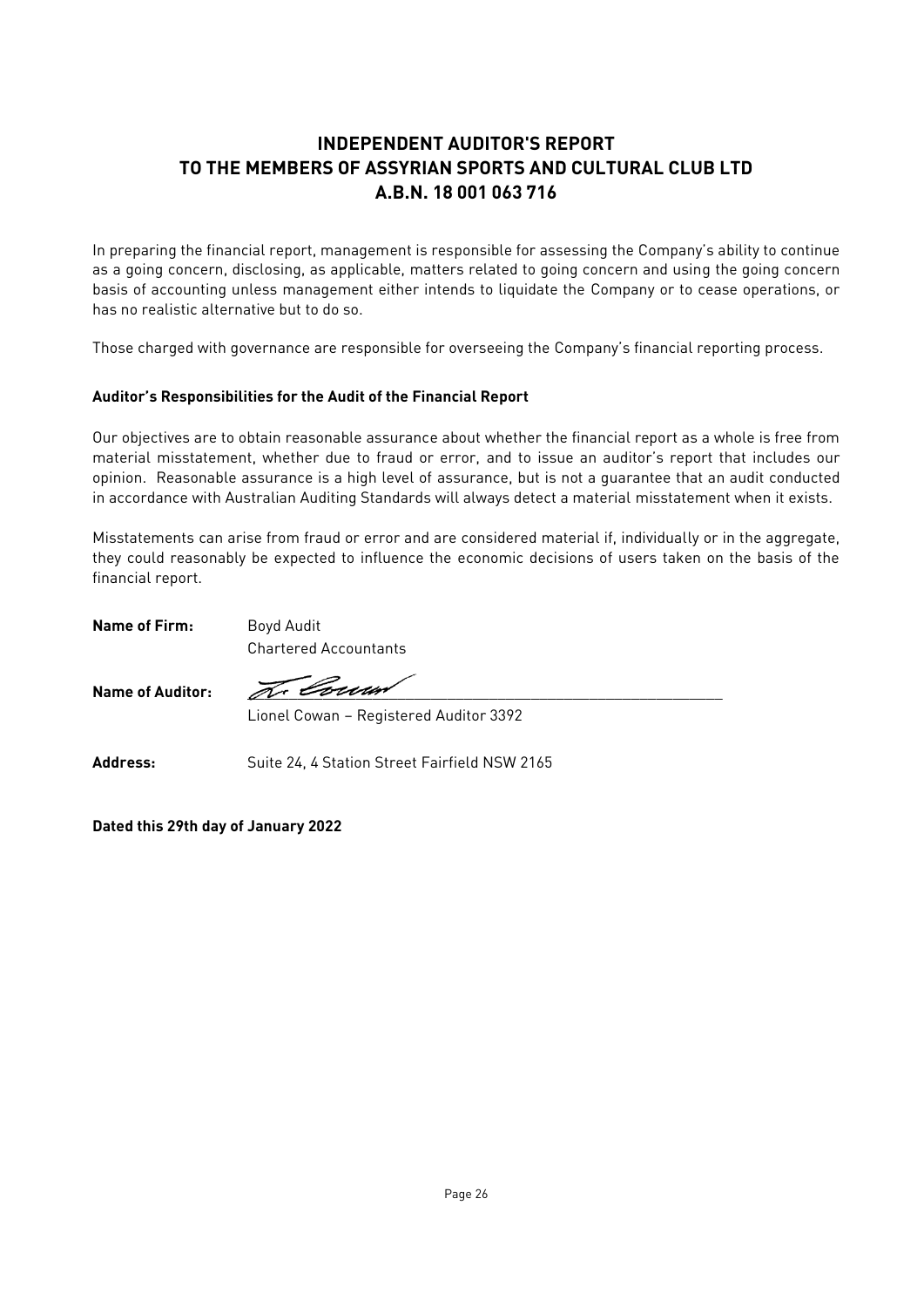# INDEPENDENT AUDITOR'S REPORT TO THE MEMBERS OF ASSYRIAN SPORTS AND CULTURAL CLUB LTD A.B.N. 18 001 063 716

In preparing the financial report, management is responsible for assessing the Company's ability to continue as a going concern, disclosing, as applicable, matters related to going concern and using the going concern basis of accounting unless management either intends to liquidate the Company or to cease operations, or has no realistic alternative but to do so.

Those charged with governance are responsible for overseeing the Company's financial reporting process.

### Auditor's Responsibilities for the Audit of the Financial Report

Our objectives are to obtain reasonable assurance about whether the financial report as a whole is free from material misstatement, whether due to fraud or error, and to issue an auditor's report that includes our opinion. Reasonable assurance is a high level of assurance, but is not a guarantee that an audit conducted in accordance with Australian Auditing Standards will always detect a material misstatement when it exists.

Misstatements can arise from fraud or error and are considered material if, individually or in the aggregate, they could reasonably be expected to influence the economic decisions of users taken on the basis of the financial report.

**Name of Firm:** Boyd Audit
Chartered Accountants

**Name of Auditor:** L. Cowan

Lionel Cowan – Registered Auditor 3392

**Address:** Suite 24, 4 Station Street Fairfield NSW 2165

**Dated this 29th day of January 2022**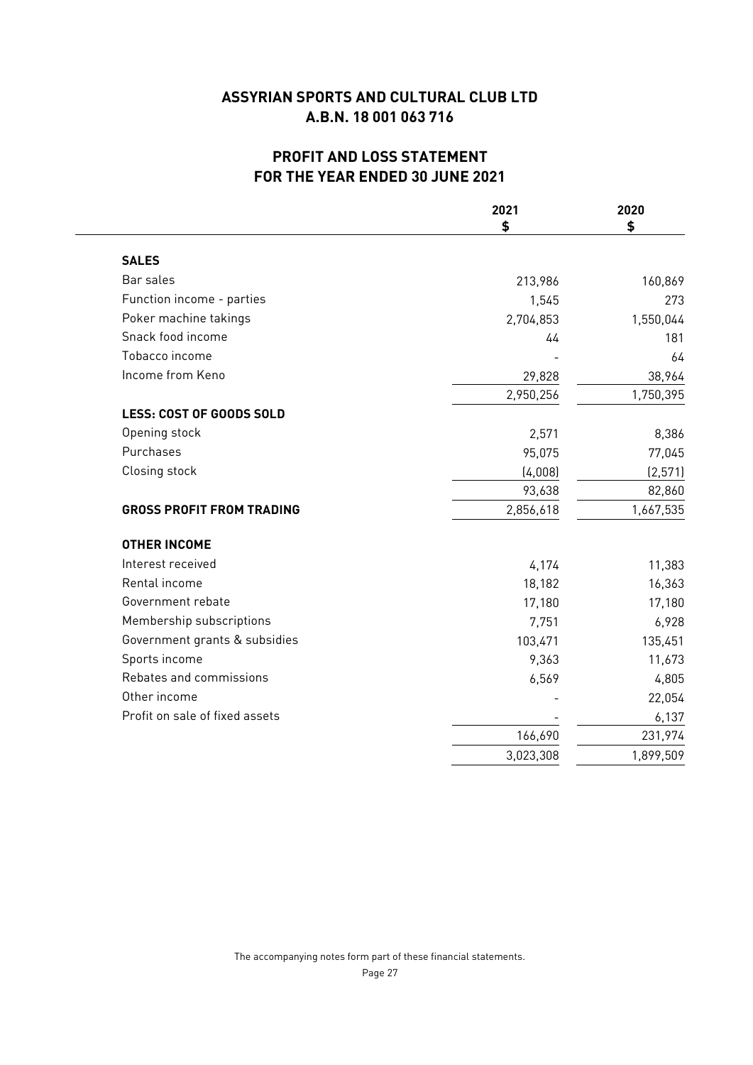# ASSYRIAN SPORTS AND CULTURAL CLUB LTD
# A.B.N. 18 001 063 716

## PROFIT AND LOSS STATEMENT
## FOR THE YEAR ENDED 30 JUNE 2021

| | 2021<br>$ | 2020<br>$ |
|---|---|---|
| **SALES** | | |
| Bar sales | 213,986 | 160,869 |
| Function income - parties | 1,545 | 273 |
| Poker machine takings | 2,704,853 | 1,550,044 |
| Snack food income | 44 | 181 |
| Tobacco income | - | 64 |
| Income from Keno | 29,828 | 38,964 |
| | 2,950,256 | 1,750,395 |
| **LESS: COST OF GOODS SOLD** | | |
| Opening stock | 2,571 | 8,386 |
| Purchases | 95,075 | 77,045 |
| Closing stock | (4,008) | (2,571) |
| | 93,638 | 82,860 |
| **GROSS PROFIT FROM TRADING** | 2,856,618 | 1,667,535 |
| **OTHER INCOME** | | |
| Interest received | 4,174 | 11,383 |
| Rental income | 18,182 | 16,363 |
| Government rebate | 17,180 | 17,180 |
| Membership subscriptions | 7,751 | 6,928 |
| Government grants & subsidies | 103,471 | 135,451 |
| Sports income | 9,363 | 11,673 |
| Rebates and commissions | 6,569 | 4,805 |
| Other income | - | 22,054 |
| Profit on sale of fixed assets | - | 6,137 |
| | 166,690 | 231,974 |
| | 3,023,308 | 1,899,509 |

The accompanying notes form part of these financial statements.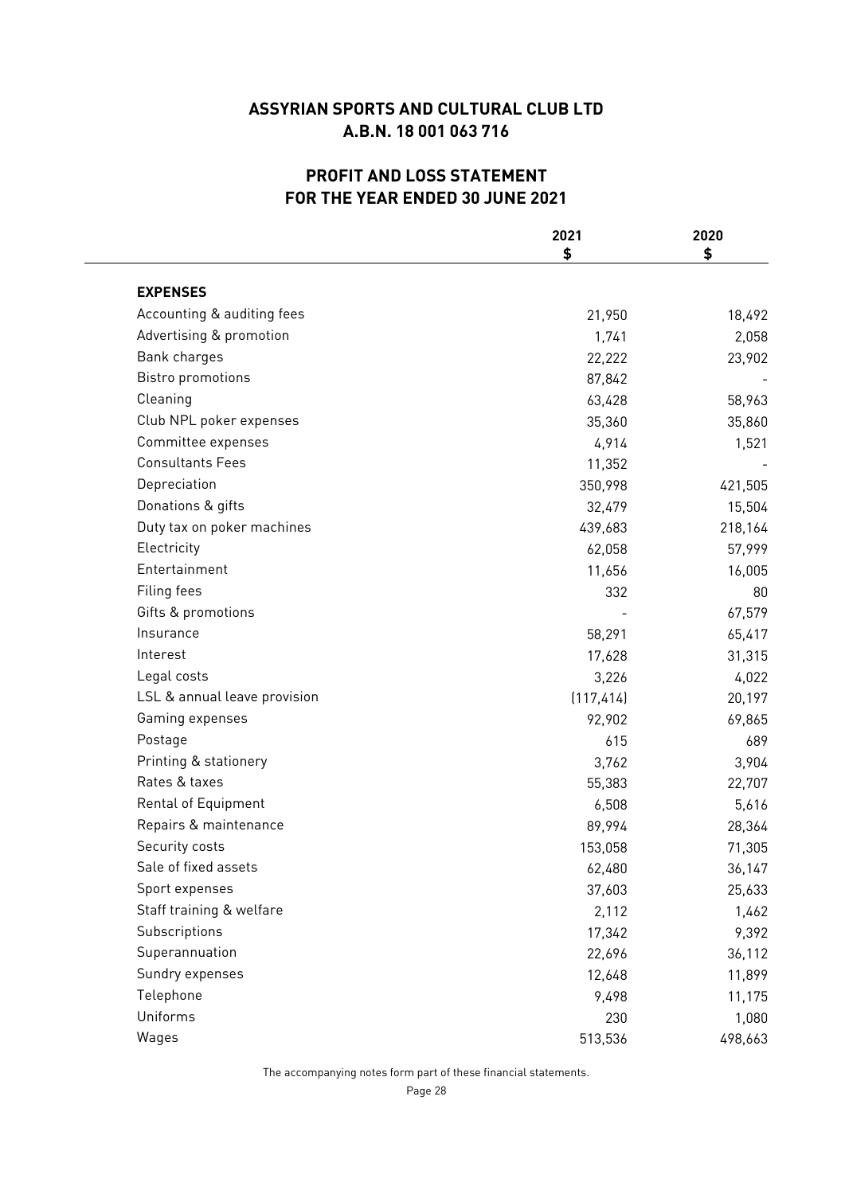# ASSYRIAN SPORTS AND CULTURAL CLUB LTD
## A.B.N. 18 001 063 716

## PROFIT AND LOSS STATEMENT
## FOR THE YEAR ENDED 30 JUNE 2021

| | 2021<br>$ | 2020<br>$ |
|---|---|---|
| **EXPENSES** | | |
| Accounting & auditing fees | 21,950 | 18,492 |
| Advertising & promotion | 1,741 | 2,058 |
| Bank charges | 22,222 | 23,902 |
| Bistro promotions | 87,842 | - |
| Cleaning | 63,428 | 58,963 |
| Club NPL poker expenses | 35,360 | 35,860 |
| Committee expenses | 4,914 | 1,521 |
| Consultants Fees | 11,352 | - |
| Depreciation | 350,998 | 421,505 |
| Donations & gifts | 32,479 | 15,504 |
| Duty tax on poker machines | 439,683 | 218,164 |
| Electricity | 62,058 | 57,999 |
| Entertainment | 11,656 | 16,005 |
| Filing fees | 332 | 80 |
| Gifts & promotions | - | 67,579 |
| Insurance | 58,291 | 65,417 |
| Interest | 17,628 | 31,315 |
| Legal costs | 3,226 | 4,022 |
| LSL & annual leave provision | (117,414) | 20,197 |
| Gaming expenses | 92,902 | 69,865 |
| Postage | 615 | 689 |
| Printing & stationery | 3,762 | 3,904 |
| Rates & taxes | 55,383 | 22,707 |
| Rental of Equipment | 6,508 | 5,616 |
| Repairs & maintenance | 89,994 | 28,364 |
| Security costs | 153,058 | 71,305 |
| Sale of fixed assets | 62,480 | 36,147 |
| Sport expenses | 37,603 | 25,633 |
| Staff training & welfare | 2,112 | 1,462 |
| Subscriptions | 17,342 | 9,392 |
| Superannuation | 22,696 | 36,112 |
| Sundry expenses | 12,648 | 11,899 |
| Telephone | 9,498 | 11,175 |
| Uniforms | 230 | 1,080 |
| Wages | 513,536 | 498,663 |

The accompanying notes form part of these financial statements.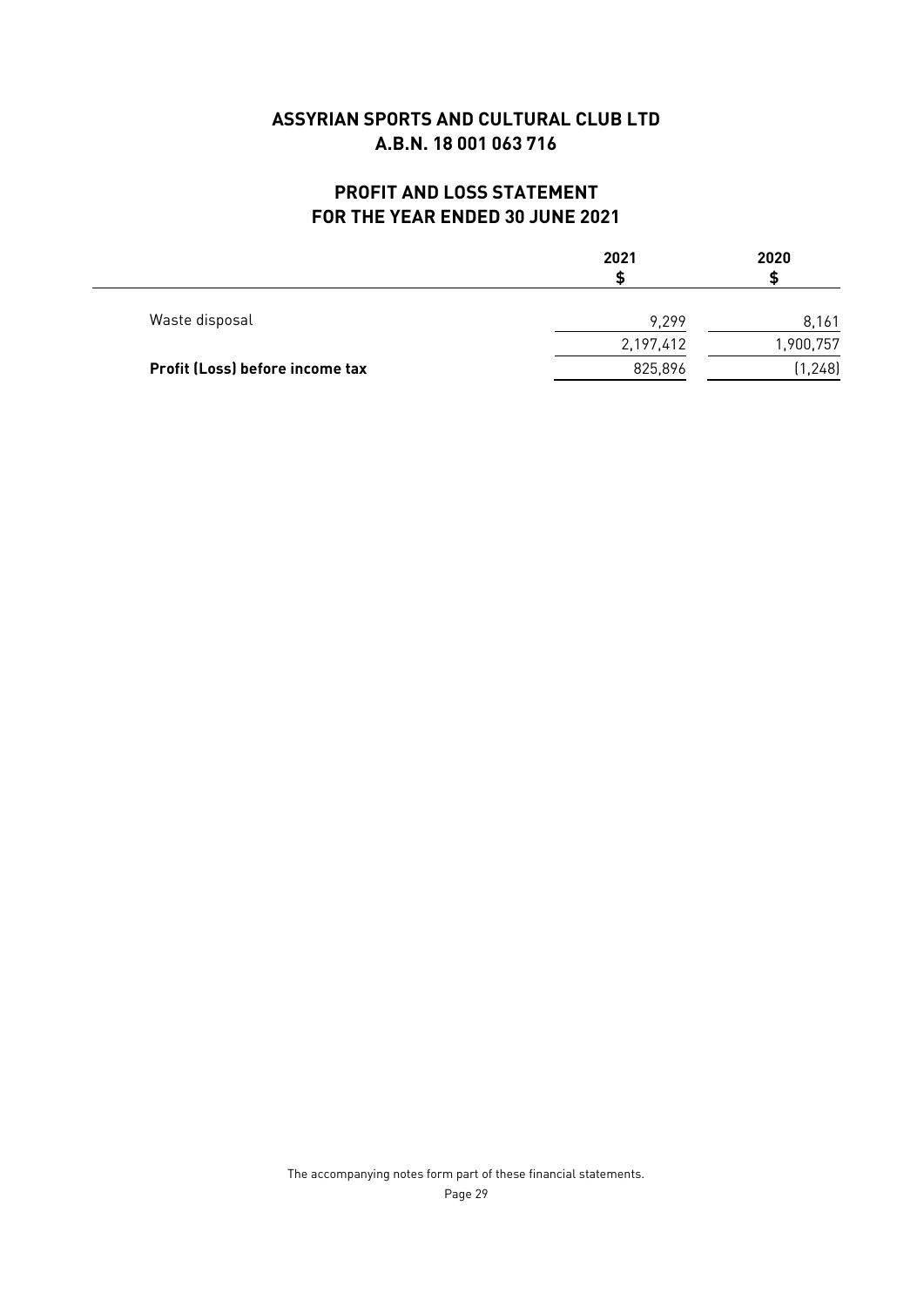# ASSYRIAN SPORTS AND CULTURAL CLUB LTD
## A.B.N. 18 001 063 716

## PROFIT AND LOSS STATEMENT
## FOR THE YEAR ENDED 30 JUNE 2021

| | 2021<br>$ | 2020<br>$ |
|---|---|---|
| Waste disposal | 9,299 | 8,161 |
| | 2,197,412 | 1,900,757 |
| **Profit (Loss) before income tax** | 825,896 | (1,248) |

The accompanying notes form part of these financial statements.